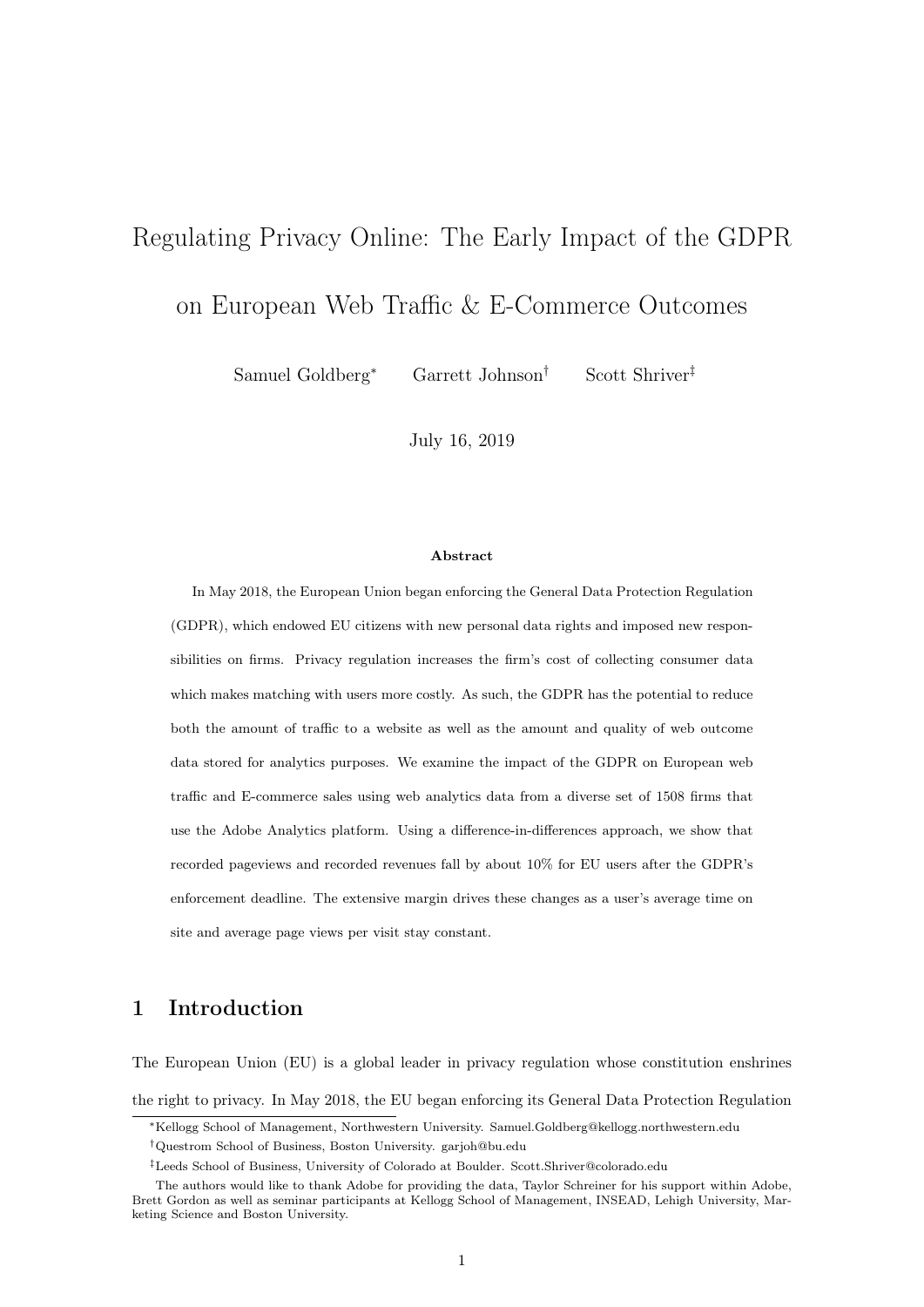# Regulating Privacy Online: The Early Impact of the GDPR on European Web Traffic & E-Commerce Outcomes

Samuel Goldberg[*] Garrett Johnson[†] Scott Shriver[‡]

July 16, 2019

**Abstract**

In May 2018, the European Union began enforcing the General Data Protection Regulation (GDPR), which endowed EU citizens with new personal data rights and imposed new responsibilities on firms. Privacy regulation increases the firm's cost of collecting consumer data which makes matching with users more costly. As such, the GDPR has the potential to reduce both the amount of traffic to a website as well as the amount and quality of web outcome data stored for analytics purposes. We examine the impact of the GDPR on European web traffic and E-commerce sales using web analytics data from a diverse set of 1508 firms that use the Adobe Analytics platform. Using a difference-in-differences approach, we show that recorded pageviews and recorded revenues fall by about 10% for EU users after the GDPR's enforcement deadline. The extensive margin drives these changes as a user's average time on site and average page views per visit stay constant.

## 1 Introduction

The European Union (EU) is a global leader in privacy regulation whose constitution enshrines the right to privacy. In May 2018, the EU began enforcing its General Data Protection Regulation

[*] Kellogg School of Management, Northwestern University. Samuel.Goldberg@kellogg.northwestern.edu

[†] Questrom School of Business, Boston University. garjoh@bu.edu

[‡] Leeds School of Business, University of Colorado at Boulder. Scott.Shriver@colorado.edu

The authors would like to thank Adobe for providing the data, Taylor Schreiner for his support within Adobe, Brett Gordon as well as seminar participants at Kellogg School of Management, INSEAD, Lehigh University, Marketing Science and Boston University.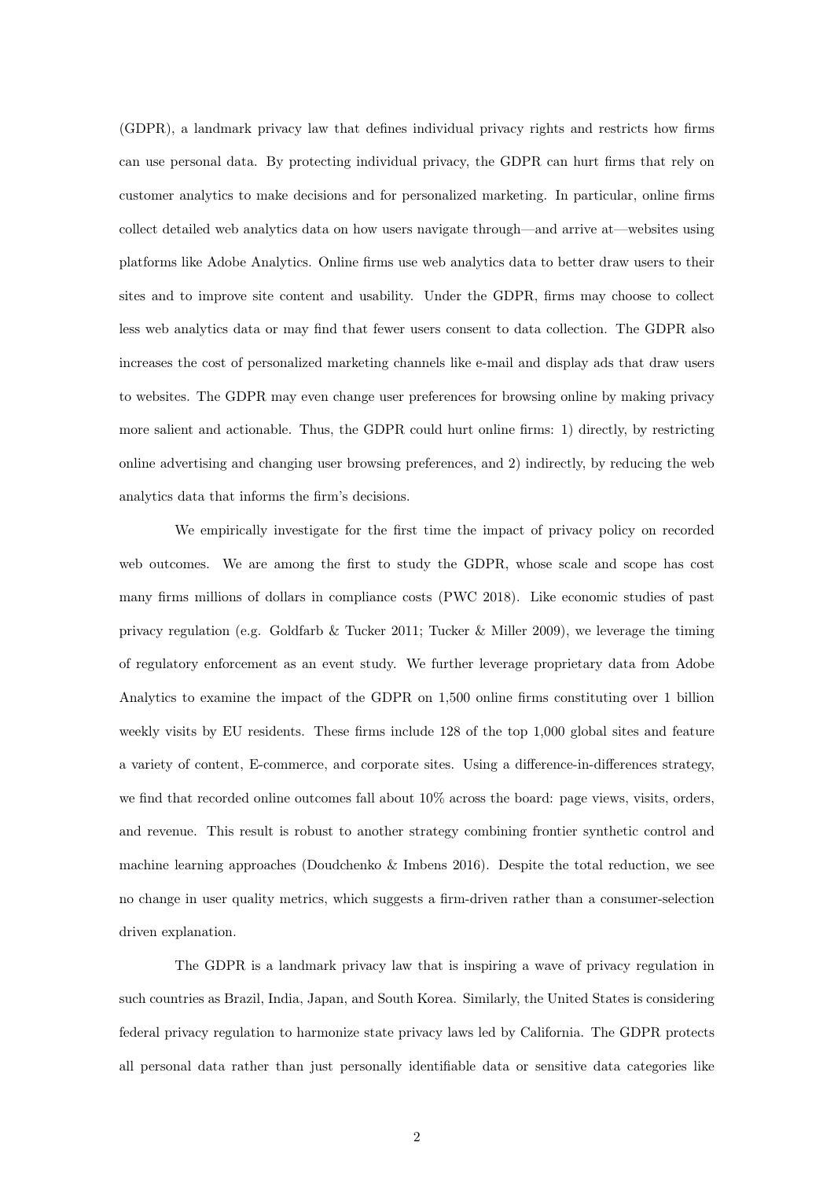(GDPR), a landmark privacy law that defines individual privacy rights and restricts how firms can use personal data. By protecting individual privacy, the GDPR can hurt firms that rely on customer analytics to make decisions and for personalized marketing. In particular, online firms collect detailed web analytics data on how users navigate through—and arrive at—websites using platforms like Adobe Analytics. Online firms use web analytics data to better draw users to their sites and to improve site content and usability. Under the GDPR, firms may choose to collect less web analytics data or may find that fewer users consent to data collection. The GDPR also increases the cost of personalized marketing channels like e-mail and display ads that draw users to websites. The GDPR may even change user preferences for browsing online by making privacy more salient and actionable. Thus, the GDPR could hurt online firms: 1) directly, by restricting online advertising and changing user browsing preferences, and 2) indirectly, by reducing the web analytics data that informs the firm's decisions.

We empirically investigate for the first time the impact of privacy policy on recorded web outcomes. We are among the first to study the GDPR, whose scale and scope has cost many firms millions of dollars in compliance costs (PWC 2018). Like economic studies of past privacy regulation (e.g. Goldfarb & Tucker 2011; Tucker & Miller 2009), we leverage the timing of regulatory enforcement as an event study. We further leverage proprietary data from Adobe Analytics to examine the impact of the GDPR on 1,500 online firms constituting over 1 billion weekly visits by EU residents. These firms include 128 of the top 1,000 global sites and feature a variety of content, E-commerce, and corporate sites. Using a difference-in-differences strategy, we find that recorded online outcomes fall about 10% across the board: page views, visits, orders, and revenue. This result is robust to another strategy combining frontier synthetic control and machine learning approaches (Doudchenko & Imbens 2016). Despite the total reduction, we see no change in user quality metrics, which suggests a firm-driven rather than a consumer-selection driven explanation.

The GDPR is a landmark privacy law that is inspiring a wave of privacy regulation in such countries as Brazil, India, Japan, and South Korea. Similarly, the United States is considering federal privacy regulation to harmonize state privacy laws led by California. The GDPR protects all personal data rather than just personally identifiable data or sensitive data categories like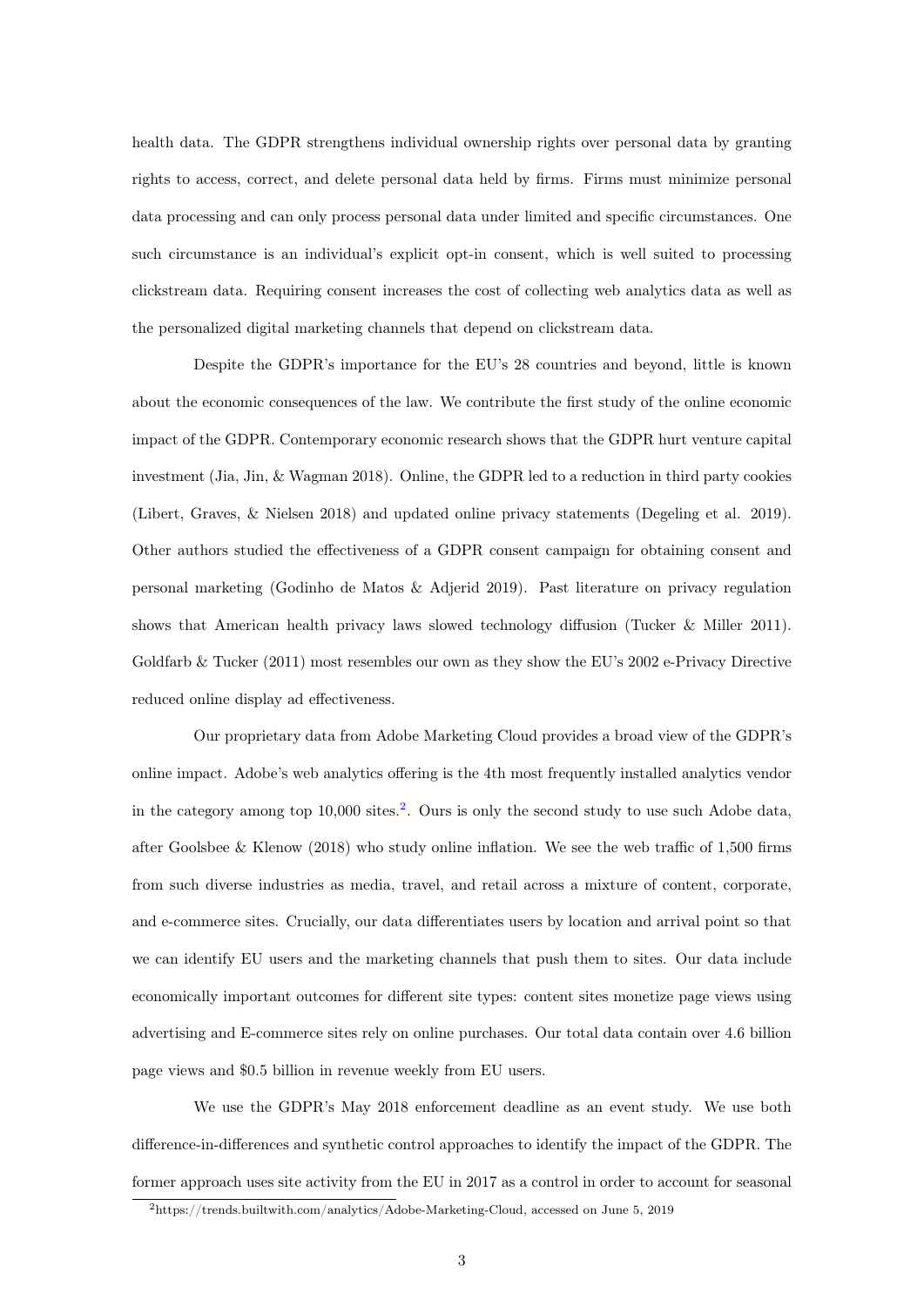health data. The GDPR strengthens individual ownership rights over personal data by granting rights to access, correct, and delete personal data held by firms. Firms must minimize personal data processing and can only process personal data under limited and specific circumstances. One such circumstance is an individual's explicit opt-in consent, which is well suited to processing clickstream data. Requiring consent increases the cost of collecting web analytics data as well as the personalized digital marketing channels that depend on clickstream data.

Despite the GDPR's importance for the EU's 28 countries and beyond, little is known about the economic consequences of the law. We contribute the first study of the online economic impact of the GDPR. Contemporary economic research shows that the GDPR hurt venture capital investment (Jia, Jin, & Wagman 2018). Online, the GDPR led to a reduction in third party cookies (Libert, Graves, & Nielsen 2018) and updated online privacy statements (Degeling et al. 2019). Other authors studied the effectiveness of a GDPR consent campaign for obtaining consent and personal marketing (Godinho de Matos & Adjerid 2019). Past literature on privacy regulation shows that American health privacy laws slowed technology diffusion (Tucker & Miller 2011). Goldfarb & Tucker (2011) most resembles our own as they show the EU's 2002 e-Privacy Directive reduced online display ad effectiveness.

Our proprietary data from Adobe Marketing Cloud provides a broad view of the GDPR's online impact. Adobe's web analytics offering is the 4th most frequently installed analytics vendor in the category among top 10,000 sites.[2]. Ours is only the second study to use such Adobe data, after Goolsbee & Klenow (2018) who study online inflation. We see the web traffic of 1,500 firms from such diverse industries as media, travel, and retail across a mixture of content, corporate, and e-commerce sites. Crucially, our data differentiates users by location and arrival point so that we can identify EU users and the marketing channels that push them to sites. Our data include economically important outcomes for different site types: content sites monetize page views using advertising and E-commerce sites rely on online purchases. Our total data contain over 4.6 billion page views and $0.5 billion in revenue weekly from EU users.

We use the GDPR's May 2018 enforcement deadline as an event study. We use both difference-in-differences and synthetic control approaches to identify the impact of the GDPR. The former approach uses site activity from the EU in 2017 as a control in order to account for seasonal

[2]https://trends.builtwith.com/analytics/Adobe-Marketing-Cloud, accessed on June 5, 2019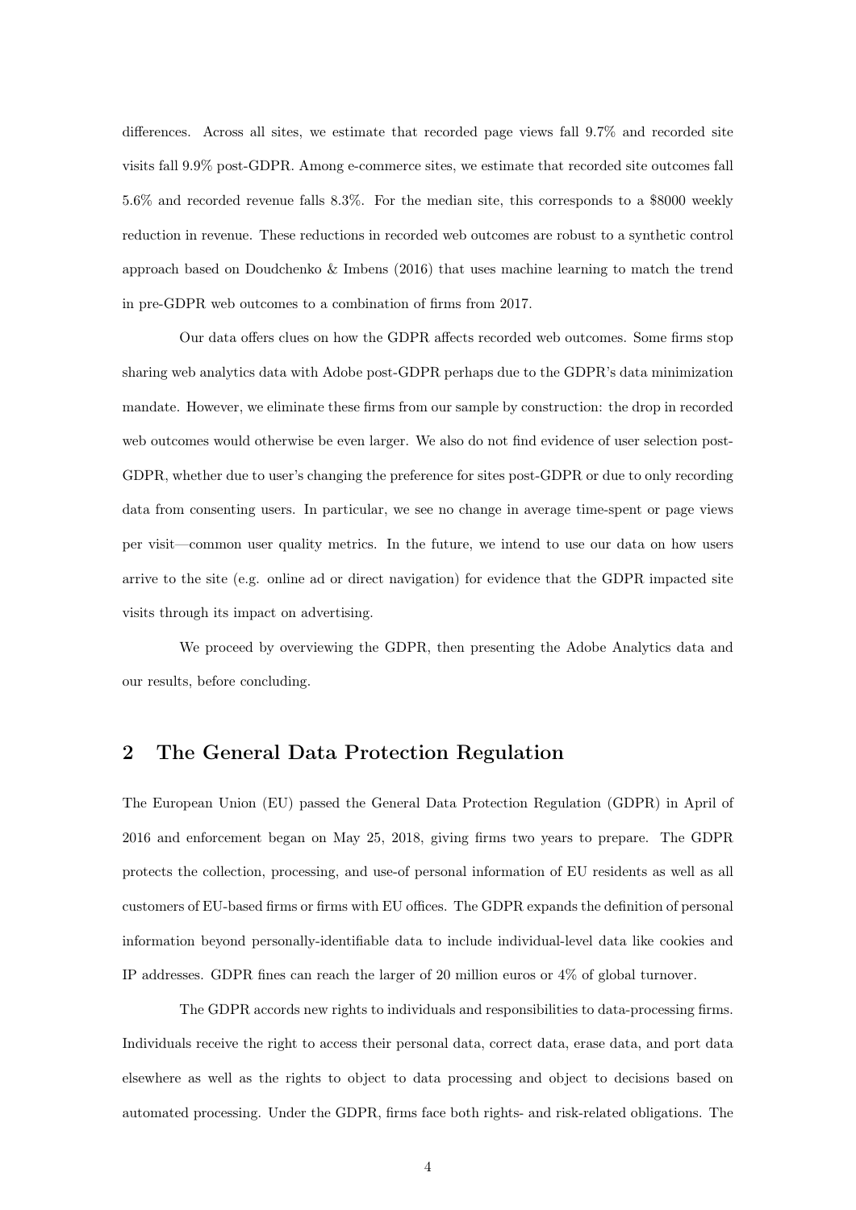differences. Across all sites, we estimate that recorded page views fall 9.7% and recorded site visits fall 9.9% post-GDPR. Among e-commerce sites, we estimate that recorded site outcomes fall 5.6% and recorded revenue falls 8.3%. For the median site, this corresponds to a $8000 weekly reduction in revenue. These reductions in recorded web outcomes are robust to a synthetic control approach based on Doudchenko & Imbens (2016) that uses machine learning to match the trend in pre-GDPR web outcomes to a combination of firms from 2017.

Our data offers clues on how the GDPR affects recorded web outcomes. Some firms stop sharing web analytics data with Adobe post-GDPR perhaps due to the GDPR's data minimization mandate. However, we eliminate these firms from our sample by construction: the drop in recorded web outcomes would otherwise be even larger. We also do not find evidence of user selection post-GDPR, whether due to user's changing the preference for sites post-GDPR or due to only recording data from consenting users. In particular, we see no change in average time-spent or page views per visit—common user quality metrics. In the future, we intend to use our data on how users arrive to the site (e.g. online ad or direct navigation) for evidence that the GDPR impacted site visits through its impact on advertising.

We proceed by overviewing the GDPR, then presenting the Adobe Analytics data and our results, before concluding.

## 2 The General Data Protection Regulation

The European Union (EU) passed the General Data Protection Regulation (GDPR) in April of 2016 and enforcement began on May 25, 2018, giving firms two years to prepare. The GDPR protects the collection, processing, and use-of personal information of EU residents as well as all customers of EU-based firms or firms with EU offices. The GDPR expands the definition of personal information beyond personally-identifiable data to include individual-level data like cookies and IP addresses. GDPR fines can reach the larger of 20 million euros or 4% of global turnover.

The GDPR accords new rights to individuals and responsibilities to data-processing firms. Individuals receive the right to access their personal data, correct data, erase data, and port data elsewhere as well as the rights to object to data processing and object to decisions based on automated processing. Under the GDPR, firms face both rights- and risk-related obligations. The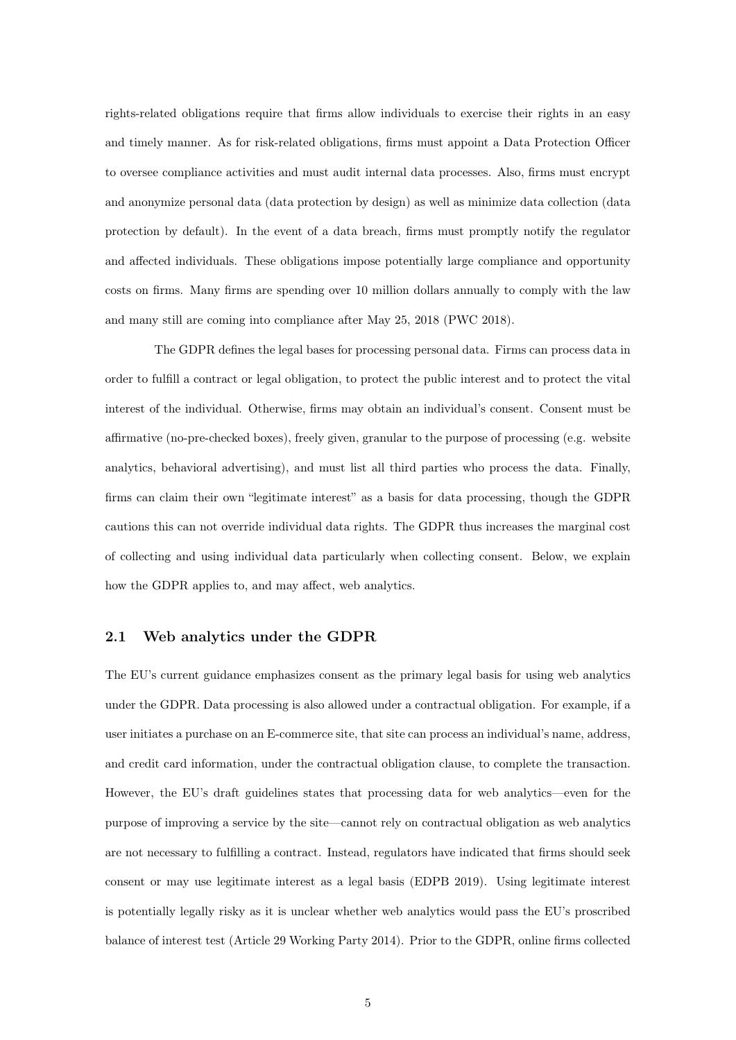rights-related obligations require that firms allow individuals to exercise their rights in an easy and timely manner. As for risk-related obligations, firms must appoint a Data Protection Officer to oversee compliance activities and must audit internal data processes. Also, firms must encrypt and anonymize personal data (data protection by design) as well as minimize data collection (data protection by default). In the event of a data breach, firms must promptly notify the regulator and affected individuals. These obligations impose potentially large compliance and opportunity costs on firms. Many firms are spending over 10 million dollars annually to comply with the law and many still are coming into compliance after May 25, 2018 (PWC 2018).

The GDPR defines the legal bases for processing personal data. Firms can process data in order to fulfill a contract or legal obligation, to protect the public interest and to protect the vital interest of the individual. Otherwise, firms may obtain an individual's consent. Consent must be affirmative (no-pre-checked boxes), freely given, granular to the purpose of processing (e.g. website analytics, behavioral advertising), and must list all third parties who process the data. Finally, firms can claim their own "legitimate interest" as a basis for data processing, though the GDPR cautions this can not override individual data rights. The GDPR thus increases the marginal cost of collecting and using individual data particularly when collecting consent. Below, we explain how the GDPR applies to, and may affect, web analytics.

## 2.1 Web analytics under the GDPR

The EU's current guidance emphasizes consent as the primary legal basis for using web analytics under the GDPR. Data processing is also allowed under a contractual obligation. For example, if a user initiates a purchase on an E-commerce site, that site can process an individual's name, address, and credit card information, under the contractual obligation clause, to complete the transaction. However, the EU's draft guidelines states that processing data for web analytics—even for the purpose of improving a service by the site—cannot rely on contractual obligation as web analytics are not necessary to fulfilling a contract. Instead, regulators have indicated that firms should seek consent or may use legitimate interest as a legal basis (EDPB 2019). Using legitimate interest is potentially legally risky as it is unclear whether web analytics would pass the EU's proscribed balance of interest test (Article 29 Working Party 2014). Prior to the GDPR, online firms collected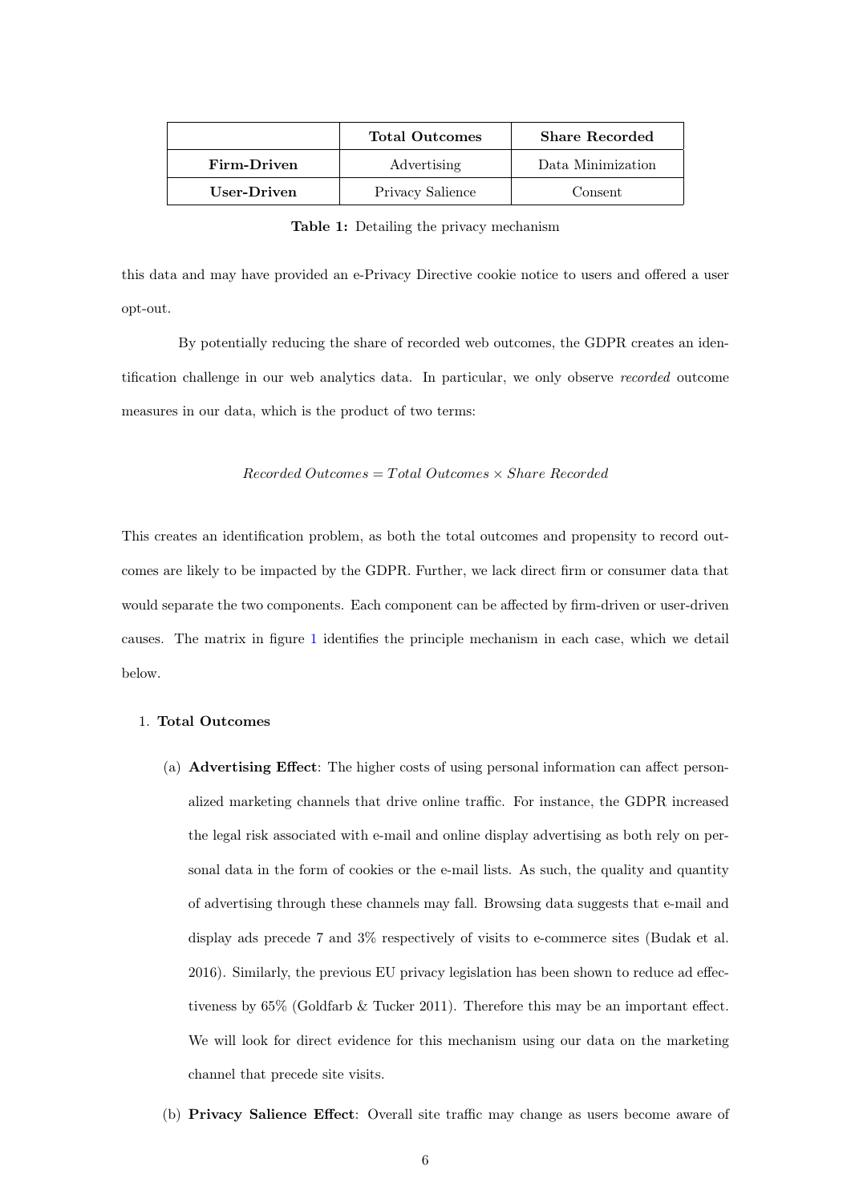|  | **Total Outcomes** | **Share Recorded** |
|---|---|---|
| **Firm-Driven** | Advertising | Data Minimization |
| **User-Driven** | Privacy Salience | Consent |

**Table 1:** Detailing the privacy mechanism

this data and may have provided an e-Privacy Directive cookie notice to users and offered a user opt-out.

By potentially reducing the share of recorded web outcomes, the GDPR creates an identification challenge in our web analytics data. In particular, we only observe *recorded* outcome measures in our data, which is the product of two terms:

$$Recorded\ Outcomes = Total\ Outcomes \times Share\ Recorded$$

This creates an identification problem, as both the total outcomes and propensity to record outcomes are likely to be impacted by the GDPR. Further, we lack direct firm or consumer data that would separate the two components. Each component can be affected by firm-driven or user-driven causes. The matrix in figure 1 identifies the principle mechanism in each case, which we detail below.

1. **Total Outcomes**

   (a) **Advertising Effect**: The higher costs of using personal information can affect personalized marketing channels that drive online traffic. For instance, the GDPR increased the legal risk associated with e-mail and online display advertising as both rely on personal data in the form of cookies or the e-mail lists. As such, the quality and quantity of advertising through these channels may fall. Browsing data suggests that e-mail and display ads precede 7 and 3% respectively of visits to e-commerce sites (Budak et al. 2016). Similarly, the previous EU privacy legislation has been shown to reduce ad effectiveness by 65% (Goldfarb & Tucker 2011). Therefore this may be an important effect. We will look for direct evidence for this mechanism using our data on the marketing channel that precede site visits.

   (b) **Privacy Salience Effect**: Overall site traffic may change as users become aware of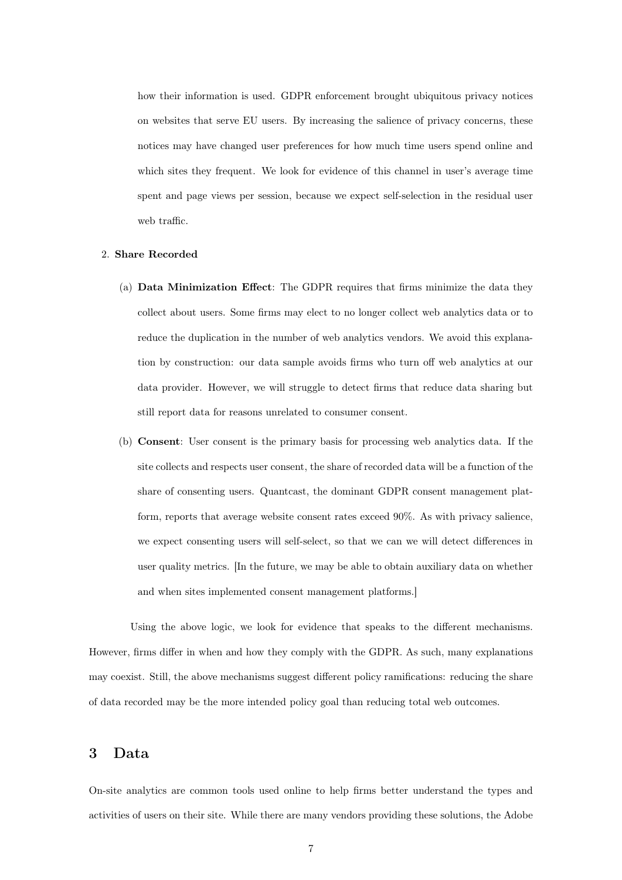how their information is used. GDPR enforcement brought ubiquitous privacy notices on websites that serve EU users. By increasing the salience of privacy concerns, these notices may have changed user preferences for how much time users spend online and which sites they frequent. We look for evidence of this channel in user's average time spent and page views per session, because we expect self-selection in the residual user web traffic.

2. **Share Recorded**

   (a) **Data Minimization Effect**: The GDPR requires that firms minimize the data they collect about users. Some firms may elect to no longer collect web analytics data or to reduce the duplication in the number of web analytics vendors. We avoid this explanation by construction: our data sample avoids firms who turn off web analytics at our data provider. However, we will struggle to detect firms that reduce data sharing but still report data for reasons unrelated to consumer consent.

   (b) **Consent**: User consent is the primary basis for processing web analytics data. If the site collects and respects user consent, the share of recorded data will be a function of the share of consenting users. Quantcast, the dominant GDPR consent management platform, reports that average website consent rates exceed 90%. As with privacy salience, we expect consenting users will self-select, so that we can we will detect differences in user quality metrics. [In the future, we may be able to obtain auxiliary data on whether and when sites implemented consent management platforms.]

Using the above logic, we look for evidence that speaks to the different mechanisms. However, firms differ in when and how they comply with the GDPR. As such, many explanations may coexist. Still, the above mechanisms suggest different policy ramifications: reducing the share of data recorded may be the more intended policy goal than reducing total web outcomes.

# 3 Data

On-site analytics are common tools used online to help firms better understand the types and activities of users on their site. While there are many vendors providing these solutions, the Adobe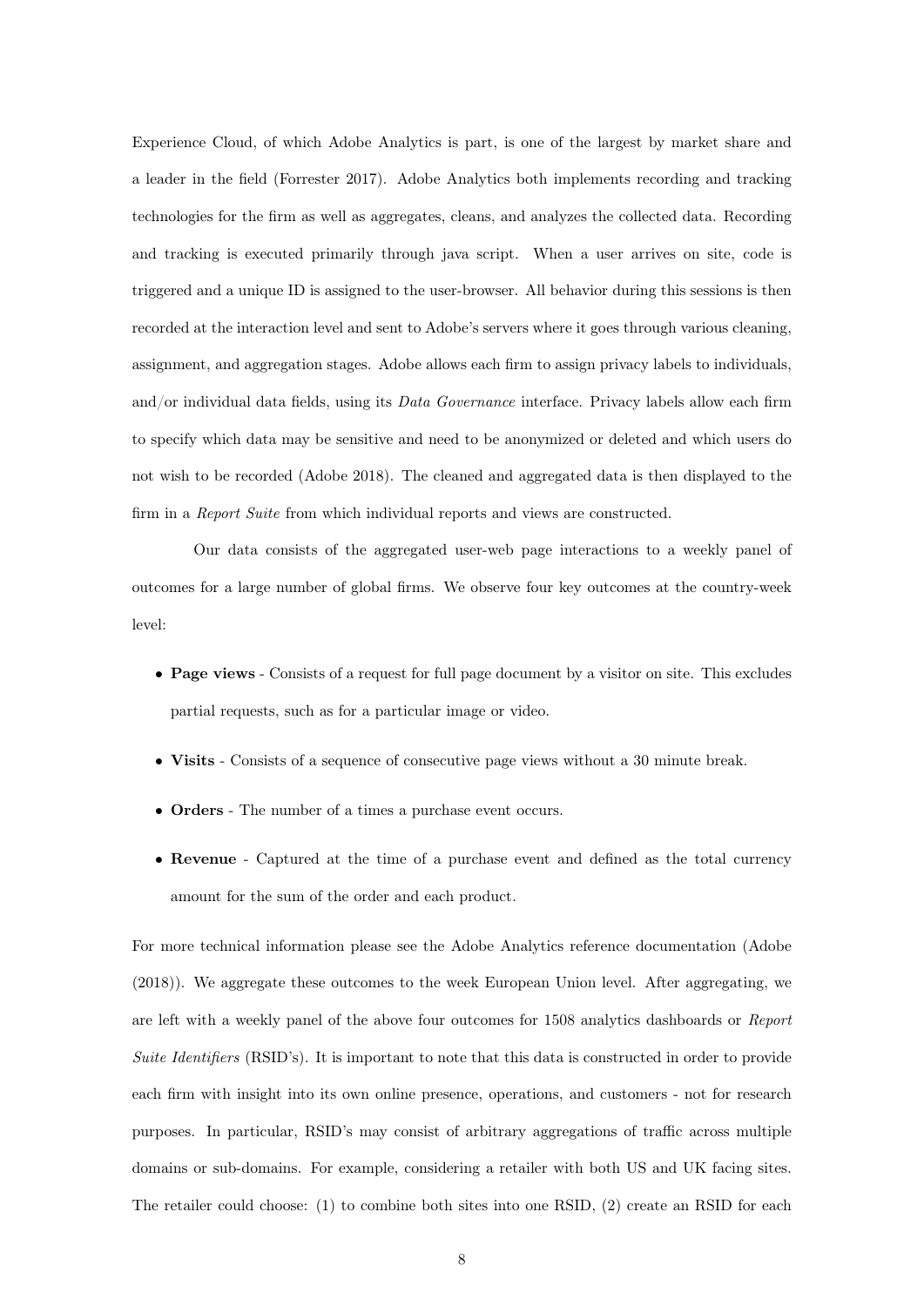Experience Cloud, of which Adobe Analytics is part, is one of the largest by market share and a leader in the field (Forrester 2017). Adobe Analytics both implements recording and tracking technologies for the firm as well as aggregates, cleans, and analyzes the collected data. Recording and tracking is executed primarily through java script. When a user arrives on site, code is triggered and a unique ID is assigned to the user-browser. All behavior during this sessions is then recorded at the interaction level and sent to Adobe's servers where it goes through various cleaning, assignment, and aggregation stages. Adobe allows each firm to assign privacy labels to individuals, and/or individual data fields, using its *Data Governance* interface. Privacy labels allow each firm to specify which data may be sensitive and need to be anonymized or deleted and which users do not wish to be recorded (Adobe 2018). The cleaned and aggregated data is then displayed to the firm in a *Report Suite* from which individual reports and views are constructed.

Our data consists of the aggregated user-web page interactions to a weekly panel of outcomes for a large number of global firms. We observe four key outcomes at the country-week level:

- **Page views** - Consists of a request for full page document by a visitor on site. This excludes partial requests, such as for a particular image or video.
- **Visits** - Consists of a sequence of consecutive page views without a 30 minute break.
- **Orders** - The number of a times a purchase event occurs.
- **Revenue** - Captured at the time of a purchase event and defined as the total currency amount for the sum of the order and each product.

For more technical information please see the Adobe Analytics reference documentation (Adobe (2018)). We aggregate these outcomes to the week European Union level. After aggregating, we are left with a weekly panel of the above four outcomes for 1508 analytics dashboards or *Report Suite Identifiers* (RSID's). It is important to note that this data is constructed in order to provide each firm with insight into its own online presence, operations, and customers - not for research purposes. In particular, RSID's may consist of arbitrary aggregations of traffic across multiple domains or sub-domains. For example, considering a retailer with both US and UK facing sites. The retailer could choose: (1) to combine both sites into one RSID, (2) create an RSID for each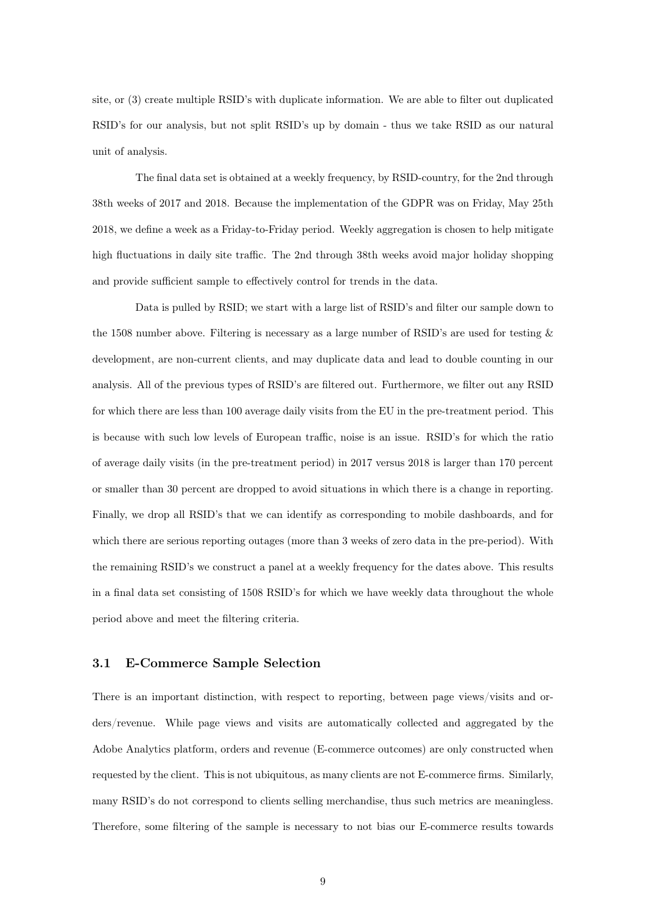site, or (3) create multiple RSID's with duplicate information. We are able to filter out duplicated RSID's for our analysis, but not split RSID's up by domain - thus we take RSID as our natural unit of analysis.

The final data set is obtained at a weekly frequency, by RSID-country, for the 2nd through 38th weeks of 2017 and 2018. Because the implementation of the GDPR was on Friday, May 25th 2018, we define a week as a Friday-to-Friday period. Weekly aggregation is chosen to help mitigate high fluctuations in daily site traffic. The 2nd through 38th weeks avoid major holiday shopping and provide sufficient sample to effectively control for trends in the data.

Data is pulled by RSID; we start with a large list of RSID's and filter our sample down to the 1508 number above. Filtering is necessary as a large number of RSID's are used for testing & development, are non-current clients, and may duplicate data and lead to double counting in our analysis. All of the previous types of RSID's are filtered out. Furthermore, we filter out any RSID for which there are less than 100 average daily visits from the EU in the pre-treatment period. This is because with such low levels of European traffic, noise is an issue. RSID's for which the ratio of average daily visits (in the pre-treatment period) in 2017 versus 2018 is larger than 170 percent or smaller than 30 percent are dropped to avoid situations in which there is a change in reporting. Finally, we drop all RSID's that we can identify as corresponding to mobile dashboards, and for which there are serious reporting outages (more than 3 weeks of zero data in the pre-period). With the remaining RSID's we construct a panel at a weekly frequency for the dates above. This results in a final data set consisting of 1508 RSID's for which we have weekly data throughout the whole period above and meet the filtering criteria.

## 3.1 E-Commerce Sample Selection

There is an important distinction, with respect to reporting, between page views/visits and orders/revenue. While page views and visits are automatically collected and aggregated by the Adobe Analytics platform, orders and revenue (E-commerce outcomes) are only constructed when requested by the client. This is not ubiquitous, as many clients are not E-commerce firms. Similarly, many RSID's do not correspond to clients selling merchandise, thus such metrics are meaningless. Therefore, some filtering of the sample is necessary to not bias our E-commerce results towards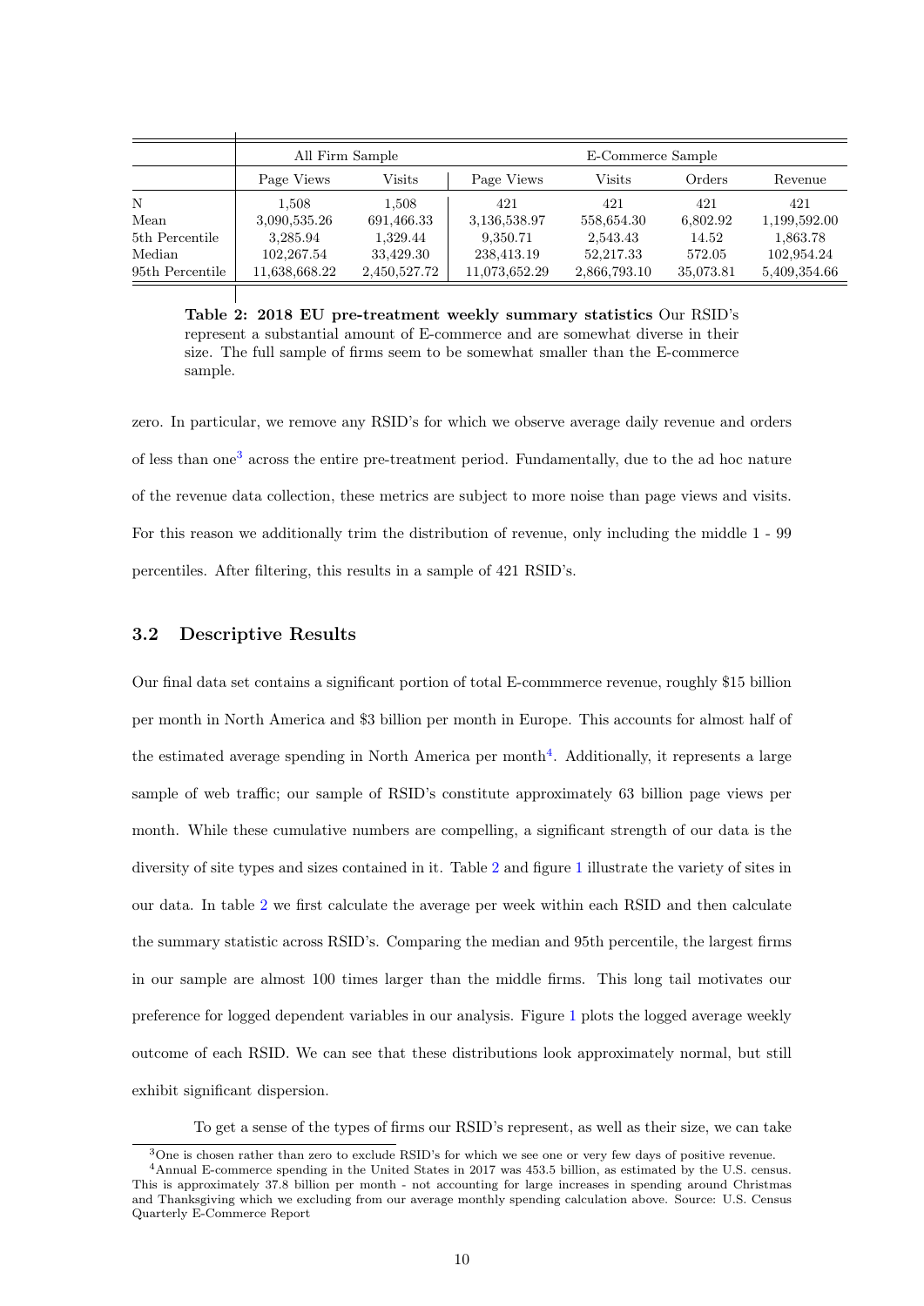| | All Firm Sample | | E-Commerce Sample | | | |
|---|---|---|---|---|---|---|
| | Page Views | Visits | Page Views | Visits | Orders | Revenue |
| N | 1,508 | 1,508 | 421 | 421 | 421 | 421 |
| Mean | 3,090,535.26 | 691,466.33 | 3,136,538.97 | 558,654.30 | 6,802.92 | 1,199,592.00 |
| 5th Percentile | 3,285.94 | 1,329.44 | 9,350.71 | 2,543.43 | 14.52 | 1,863.78 |
| Median | 102,267.54 | 33,429.30 | 238,413.19 | 52,217.33 | 572.05 | 102,954.24 |
| 95th Percentile | 11,638,668.22 | 2,450,527.72 | 11,073,652.29 | 2,866,793.10 | 35,073.81 | 5,409,354.66 |

**Table 2: 2018 EU pre-treatment weekly summary statistics** Our RSID's represent a substantial amount of E-commerce and are somewhat diverse in their size. The full sample of firms seem to be somewhat smaller than the E-commerce sample.

zero. In particular, we remove any RSID's for which we observe average daily revenue and orders of less than one[3] across the entire pre-treatment period. Fundamentally, due to the ad hoc nature of the revenue data collection, these metrics are subject to more noise than page views and visits. For this reason we additionally trim the distribution of revenue, only including the middle 1 - 99 percentiles. After filtering, this results in a sample of 421 RSID's.

### 3.2 Descriptive Results

Our final data set contains a significant portion of total E-commmerce revenue, roughly \$15 billion per month in North America and \$3 billion per month in Europe. This accounts for almost half of the estimated average spending in North America per month[4]. Additionally, it represents a large sample of web traffic; our sample of RSID's constitute approximately 63 billion page views per month. While these cumulative numbers are compelling, a significant strength of our data is the diversity of site types and sizes contained in it. Table 2 and figure 1 illustrate the variety of sites in our data. In table 2 we first calculate the average per week within each RSID and then calculate the summary statistic across RSID's. Comparing the median and 95th percentile, the largest firms in our sample are almost 100 times larger than the middle firms. This long tail motivates our preference for logged dependent variables in our analysis. Figure 1 plots the logged average weekly outcome of each RSID. We can see that these distributions look approximately normal, but still exhibit significant dispersion.

To get a sense of the types of firms our RSID's represent, as well as their size, we can take

[3] One is chosen rather than zero to exclude RSID's for which we see one or very few days of positive revenue.

[4] Annual E-commerce spending in the United States in 2017 was 453.5 billion, as estimated by the U.S. census. This is approximately 37.8 billion per month - not accounting for large increases in spending around Christmas and Thanksgiving which we excluding from our average monthly spending calculation above. Source: U.S. Census Quarterly E-Commerce Report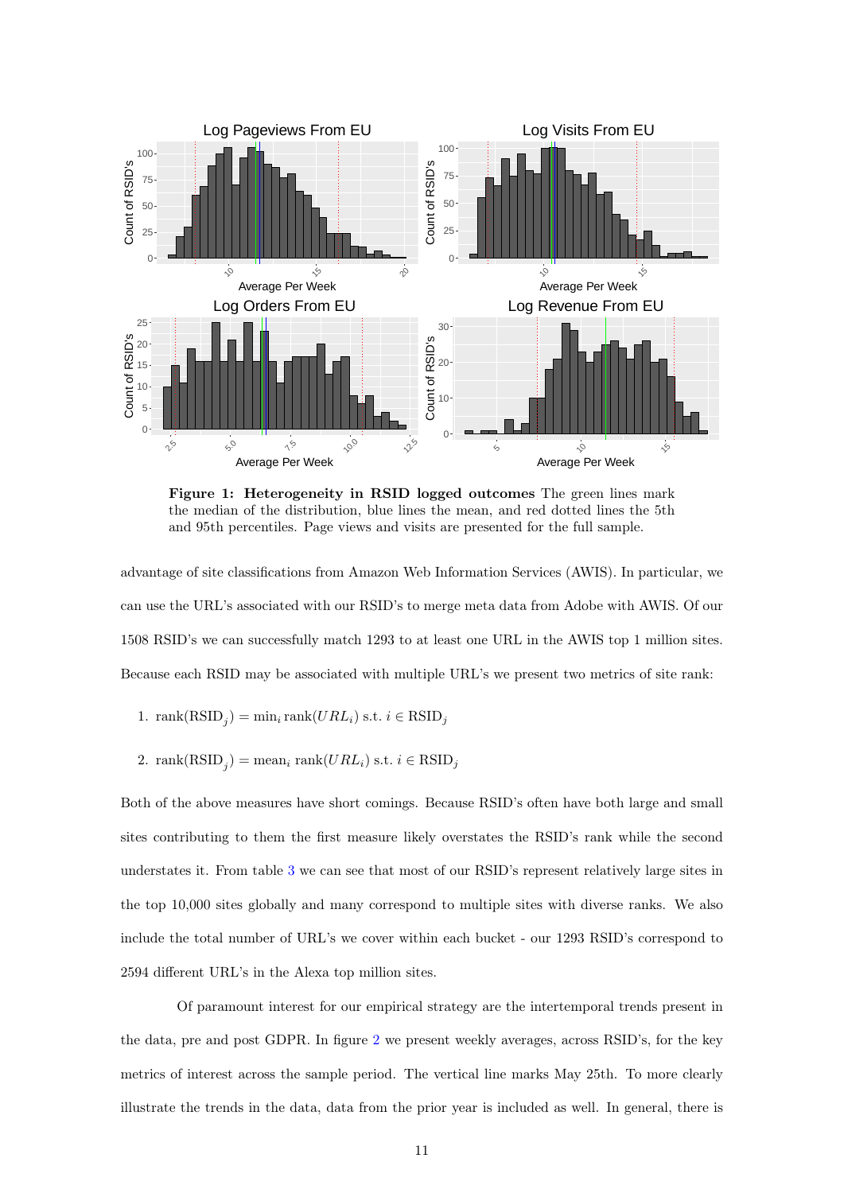**Figure 1: Heterogeneity in RSID logged outcomes** The green lines mark the median of the distribution, blue lines the mean, and red dotted lines the 5th and 95th percentiles. Page views and visits are presented for the full sample.

advantage of site classifications from Amazon Web Information Services (AWIS). In particular, we can use the URL's associated with our RSID's to merge meta data from Adobe with AWIS. Of our 1508 RSID's we can successfully match 1293 to at least one URL in the AWIS top 1 million sites. Because each RSID may be associated with multiple URL's we present two metrics of site rank:

1. $\text{rank}(\text{RSID}_j) = \min_i \text{rank}(URL_i)$ s.t. $i \in \text{RSID}_j$
2. $\text{rank}(\text{RSID}_j) = \text{mean}_i \text{ rank}(URL_i)$ s.t. $i \in \text{RSID}_j$

Both of the above measures have short comings. Because RSID's often have both large and small sites contributing to them the first measure likely overstates the RSID's rank while the second understates it. From table 3 we can see that most of our RSID's represent relatively large sites in the top 10,000 sites globally and many correspond to multiple sites with diverse ranks. We also include the total number of URL's we cover within each bucket - our 1293 RSID's correspond to 2594 different URL's in the Alexa top million sites.

Of paramount interest for our empirical strategy are the intertemporal trends present in the data, pre and post GDPR. In figure 2 we present weekly averages, across RSID's, for the key metrics of interest across the sample period. The vertical line marks May 25th. To more clearly illustrate the trends in the data, data from the prior year is included as well. In general, there is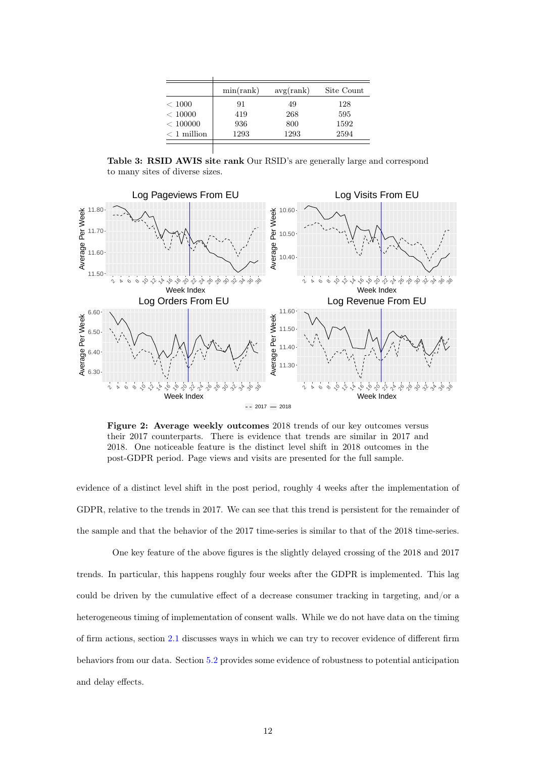|  | min(rank) | avg(rank) | Site Count |
|---|---|---|---|
| < 1000 | 91 | 49 | 128 |
| < 10000 | 419 | 268 | 595 |
| < 100000 | 936 | 800 | 1592 |
| < 1 million | 1293 | 1293 | 2594 |

**Table 3: RSID AWIS site rank** Our RSID's are generally large and correspond to many sites of diverse sizes.

**Figure 2: Average weekly outcomes** 2018 trends of our key outcomes versus their 2017 counterparts. There is evidence that trends are similar in 2017 and 2018. One noticeable feature is the distinct level shift in 2018 outcomes in the post-GDPR period. Page views and visits are presented for the full sample.

evidence of a distinct level shift in the post period, roughly 4 weeks after the implementation of GDPR, relative to the trends in 2017. We can see that this trend is persistent for the remainder of the sample and that the behavior of the 2017 time-series is similar to that of the 2018 time-series.

One key feature of the above figures is the slightly delayed crossing of the 2018 and 2017 trends. In particular, this happens roughly four weeks after the GDPR is implemented. This lag could be driven by the cumulative effect of a decrease consumer tracking in targeting, and/or a heterogeneous timing of implementation of consent walls. While we do not have data on the timing of firm actions, section 2.1 discusses ways in which we can try to recover evidence of different firm behaviors from our data. Section 5.2 provides some evidence of robustness to potential anticipation and delay effects.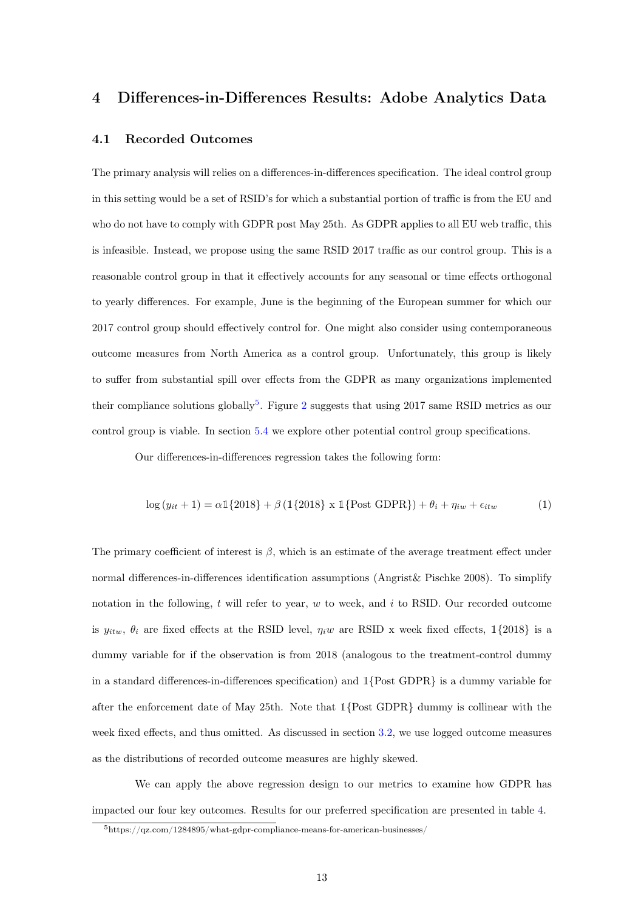## 4 Differences-in-Differences Results: Adobe Analytics Data

### 4.1 Recorded Outcomes

The primary analysis will relies on a differences-in-differences specification. The ideal control group in this setting would be a set of RSID's for which a substantial portion of traffic is from the EU and who do not have to comply with GDPR post May 25th. As GDPR applies to all EU web traffic, this is infeasible. Instead, we propose using the same RSID 2017 traffic as our control group. This is a reasonable control group in that it effectively accounts for any seasonal or time effects orthogonal to yearly differences. For example, June is the beginning of the European summer for which our 2017 control group should effectively control for. One might also consider using contemporaneous outcome measures from North America as a control group. Unfortunately, this group is likely to suffer from substantial spill over effects from the GDPR as many organizations implemented their compliance solutions globally[5]. Figure 2 suggests that using 2017 same RSID metrics as our control group is viable. In section 5.4 we explore other potential control group specifications.

Our differences-in-differences regression takes the following form:

$$\log\left(y_{it}+1\right) = \alpha \mathbb{1}\{2018\} + \beta \left(\mathbb{1}\{2018\} \text{ x } \mathbb{1}\{\text{Post GDPR}\}\right) + \theta_i + \eta_{iw} + \epsilon_{itw} \tag{1}$$

The primary coefficient of interest is $\beta$, which is an estimate of the average treatment effect under normal differences-in-differences identification assumptions (Angrist& Pischke 2008). To simplify notation in the following, $t$ will refer to year, $w$ to week, and $i$ to RSID. Our recorded outcome is $y_{itw}$, $\theta_i$ are fixed effects at the RSID level, $\eta_i w$ are RSID x week fixed effects, $\mathbb{1}\{2018\}$ is a dummy variable for if the observation is from 2018 (analogous to the treatment-control dummy in a standard differences-in-differences specification) and $\mathbb{1}\{\text{Post GDPR}\}$ is a dummy variable for after the enforcement date of May 25th. Note that $\mathbb{1}\{\text{Post GDPR}\}$ dummy is collinear with the week fixed effects, and thus omitted. As discussed in section 3.2, we use logged outcome measures as the distributions of recorded outcome measures are highly skewed.

We can apply the above regression design to our metrics to examine how GDPR has impacted our four key outcomes. Results for our preferred specification are presented in table 4.

[5] https://qz.com/1284895/what-gdpr-compliance-means-for-american-businesses/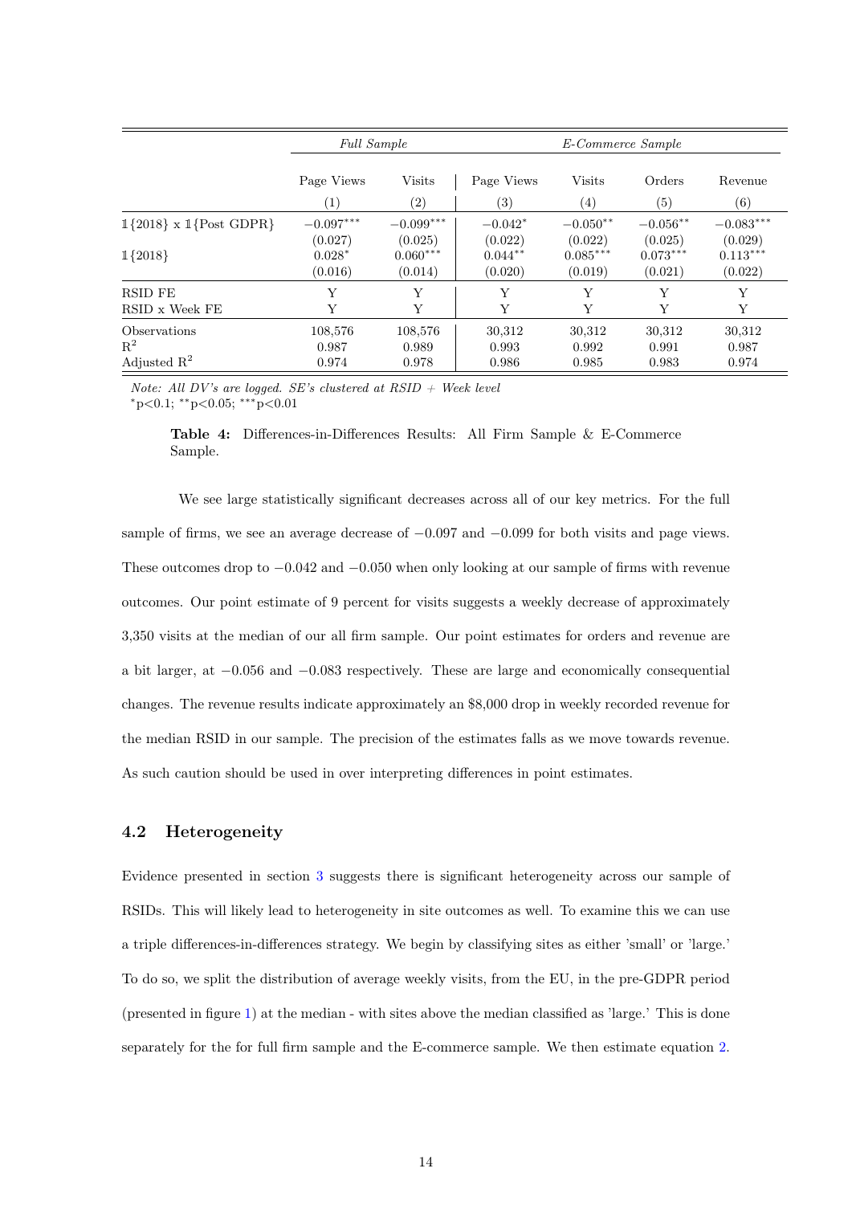| | *Full Sample* | | *E-Commerce Sample* | | | |
|---|---|---|---|---|---|---|
| | Page Views | Visits | Page Views | Visits | Orders | Revenue |
| | (1) | (2) | (3) | (4) | (5) | (6) |
| $\mathbb{1}\{2018\}$ x $\mathbb{1}\{\text{Post GDPR}\}$ | $-0.097^{***}$ | $-0.099^{***}$ | $-0.042^{*}$ | $-0.050^{**}$ | $-0.056^{**}$ | $-0.083^{***}$ |
| | (0.027) | (0.025) | (0.022) | (0.022) | (0.025) | (0.029) |
| $\mathbb{1}\{2018\}$ | $0.028^{*}$ | $0.060^{***}$ | $0.044^{**}$ | $0.085^{***}$ | $0.073^{***}$ | $0.113^{***}$ |
| | (0.016) | (0.014) | (0.020) | (0.019) | (0.021) | (0.022) |
| RSID FE | Y | Y | Y | Y | Y | Y |
| RSID x Week FE | Y | Y | Y | Y | Y | Y |
| Observations | 108,576 | 108,576 | 30,312 | 30,312 | 30,312 | 30,312 |
| $R^2$ | 0.987 | 0.989 | 0.993 | 0.992 | 0.991 | 0.987 |
| Adjusted $R^2$ | 0.974 | 0.978 | 0.986 | 0.985 | 0.983 | 0.974 |

*Note: All DV's are logged. SE's clustered at RSID + Week level*
$^{*}$p<0.1; $^{**}$p<0.05; $^{***}$p<0.01

**Table 4:** Differences-in-Differences Results: All Firm Sample & E-Commerce Sample.

We see large statistically significant decreases across all of our key metrics. For the full sample of firms, we see an average decrease of $-0.097$ and $-0.099$ for both visits and page views. These outcomes drop to $-0.042$ and $-0.050$ when only looking at our sample of firms with revenue outcomes. Our point estimate of 9 percent for visits suggests a weekly decrease of approximately 3,350 visits at the median of our all firm sample. Our point estimates for orders and revenue are a bit larger, at $-0.056$ and $-0.083$ respectively. These are large and economically consequential changes. The revenue results indicate approximately an $8,000 drop in weekly recorded revenue for the median RSID in our sample. The precision of the estimates falls as we move towards revenue. As such caution should be used in over interpreting differences in point estimates.

### 4.2 Heterogeneity

Evidence presented in section 3 suggests there is significant heterogeneity across our sample of RSIDs. This will likely lead to heterogeneity in site outcomes as well. To examine this we can use a triple differences-in-differences strategy. We begin by classifying sites as either 'small' or 'large.' To do so, we split the distribution of average weekly visits, from the EU, in the pre-GDPR period (presented in figure 1) at the median - with sites above the median classified as 'large.' This is done separately for the for full firm sample and the E-commerce sample. We then estimate equation 2.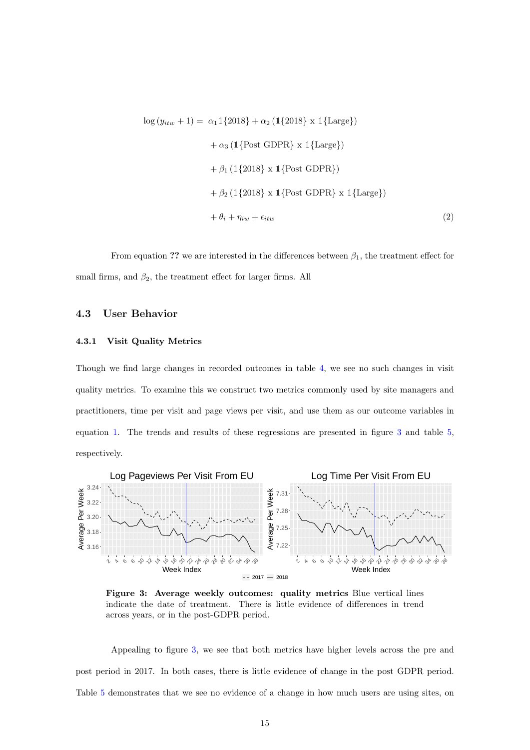$$
\begin{aligned}
\log\left(y_{itw}+1\right) = \; & \alpha_1 \mathbb{1}\{2018\} + \alpha_2 \left(\mathbb{1}\{2018\} \text{ x } \mathbb{1}\{\text{Large}\}\right) \\
& + \alpha_3 \left(\mathbb{1}\{\text{Post GDPR}\} \text{ x } \mathbb{1}\{\text{Large}\}\right) \\
& + \beta_1 \left(\mathbb{1}\{2018\} \text{ x } \mathbb{1}\{\text{Post GDPR}\}\right) \\
& + \beta_2 \left(\mathbb{1}\{2018\} \text{ x } \mathbb{1}\{\text{Post GDPR}\} \text{ x } \mathbb{1}\{\text{Large}\}\right) \\
& + \theta_i + \eta_{iw} + \epsilon_{itw} \qquad (2)
\end{aligned}
$$

From equation ?? we are interested in the differences between $\beta_1$, the treatment effect for small firms, and $\beta_2$, the treatment effect for larger firms. All

## 4.3 User Behavior

### 4.3.1 Visit Quality Metrics

Though we find large changes in recorded outcomes in table 4, we see no such changes in visit quality metrics. To examine this we construct two metrics commonly used by site managers and practitioners, time per visit and page views per visit, and use them as our outcome variables in equation 1. The trends and results of these regressions are presented in figure 3 and table 5, respectively.

**Figure 3: Average weekly outcomes: quality metrics** Blue vertical lines indicate the date of treatment. There is little evidence of differences in trend across years, or in the post-GDPR period.

Appealing to figure 3, we see that both metrics have higher levels across the pre and post period in 2017. In both cases, there is little evidence of change in the post GDPR period. Table 5 demonstrates that we see no evidence of a change in how much users are using sites, on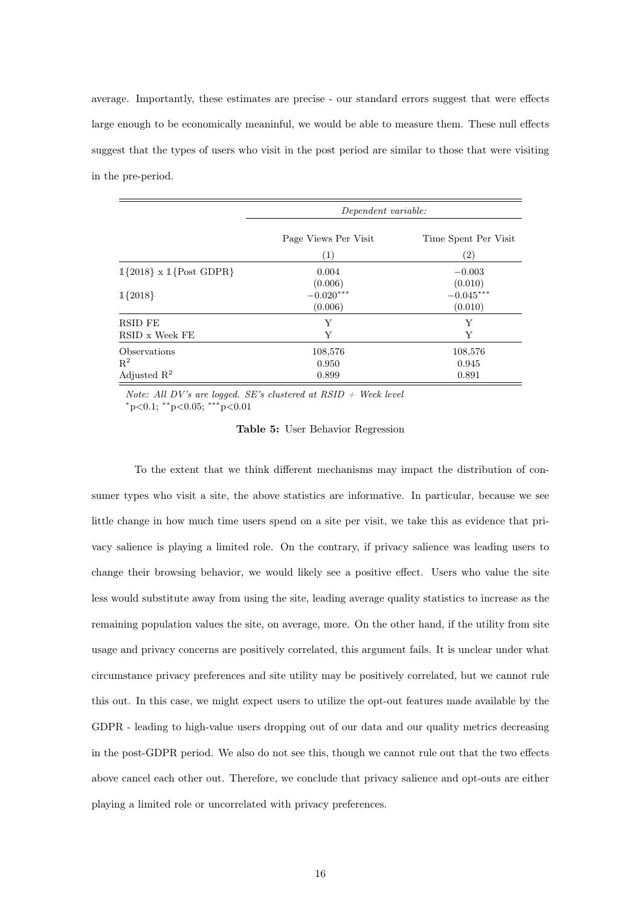average. Importantly, these estimates are precise - our standard errors suggest that were effects large enough to be economically meaninful, we would be able to measure them. These null effects suggest that the types of users who visit in the post period are similar to those that were visiting in the pre-period.

| | *Dependent variable:* | |
|---|---|---|
| | Page Views Per Visit | Time Spent Per Visit |
| | (1) | (2) |
| $\mathbb{1}\{2018\}$ x $\mathbb{1}\{\text{Post GDPR}\}$ | 0.004 | −0.003 |
| | (0.006) | (0.010) |
| $\mathbb{1}\{2018\}$ | $-0.020^{***}$ | $-0.045^{***}$ |
| | (0.006) | (0.010) |
| RSID FE | Y | Y |
| RSID x Week FE | Y | Y |
| Observations | 108,576 | 108,576 |
| $R^2$ | 0.950 | 0.945 |
| Adjusted $R^2$ | 0.899 | 0.891 |

*Note: All DV's are logged. SE's clustered at RSID + Week level*
$^{*}$p<0.1; $^{**}$p<0.05; $^{***}$p<0.01

**Table 5:** User Behavior Regression

To the extent that we think different mechanisms may impact the distribution of consumer types who visit a site, the above statistics are informative. In particular, because we see little change in how much time users spend on a site per visit, we take this as evidence that privacy salience is playing a limited role. On the contrary, if privacy salience was leading users to change their browsing behavior, we would likely see a positive effect. Users who value the site less would substitute away from using the site, leading average quality statistics to increase as the remaining population values the site, on average, more. On the other hand, if the utility from site usage and privacy concerns are positively correlated, this argument fails. It is unclear under what circumstance privacy preferences and site utility may be positively correlated, but we cannot rule this out. In this case, we might expect users to utilize the opt-out features made available by the GDPR - leading to high-value users dropping out of our data and our quality metrics decreasing in the post-GDPR period. We also do not see this, though we cannot rule out that the two effects above cancel each other out. Therefore, we conclude that privacy salience and opt-outs are either playing a limited role or uncorrelated with privacy preferences.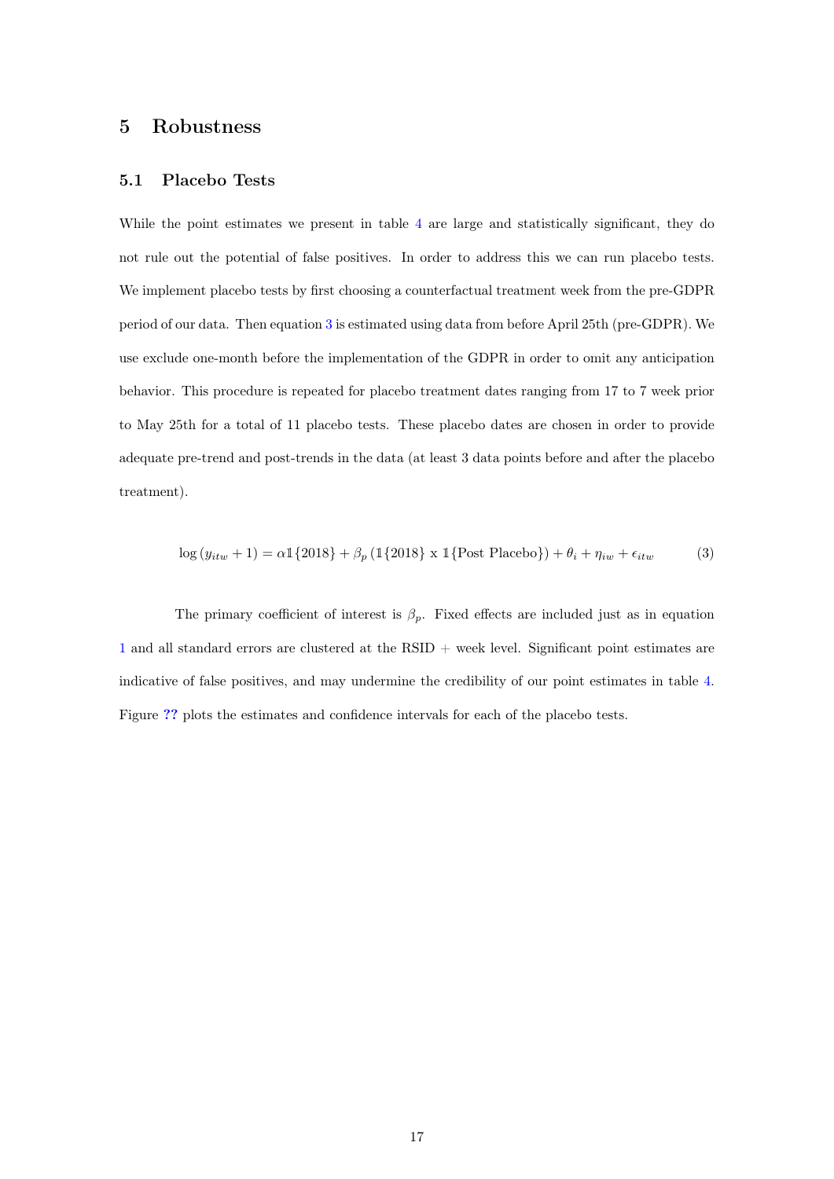## 5 Robustness

### 5.1 Placebo Tests

While the point estimates we present in table 4 are large and statistically significant, they do not rule out the potential of false positives. In order to address this we can run placebo tests. We implement placebo tests by first choosing a counterfactual treatment week from the pre-GDPR period of our data. Then equation 3 is estimated using data from before April 25th (pre-GDPR). We use exclude one-month before the implementation of the GDPR in order to omit any anticipation behavior. This procedure is repeated for placebo treatment dates ranging from 17 to 7 week prior to May 25th for a total of 11 placebo tests. These placebo dates are chosen in order to provide adequate pre-trend and post-trends in the data (at least 3 data points before and after the placebo treatment).

$$\log\left(y_{itw}+1\right) = \alpha \mathbb{1}\{2018\} + \beta_p \left(\mathbb{1}\{2018\} \text{ x } \mathbb{1}\{\text{Post Placebo}\}\right) + \theta_i + \eta_{iw} + \epsilon_{itw} \tag{3}$$

The primary coefficient of interest is $\beta_p$. Fixed effects are included just as in equation 1 and all standard errors are clustered at the RSID + week level. Significant point estimates are indicative of false positives, and may undermine the credibility of our point estimates in table 4. Figure ?? plots the estimates and confidence intervals for each of the placebo tests.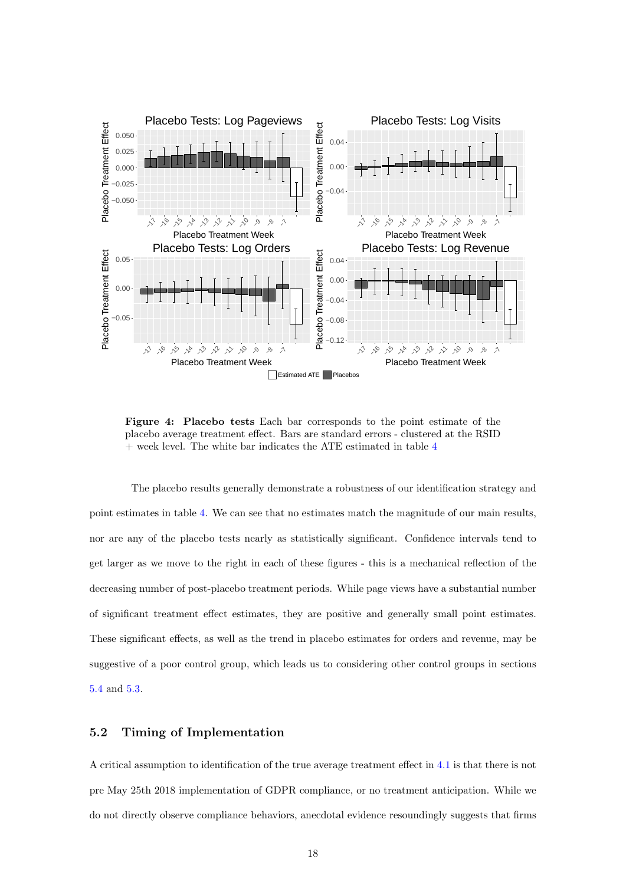**Figure 4: Placebo tests** Each bar corresponds to the point estimate of the placebo average treatment effect. Bars are standard errors - clustered at the RSID + week level. The white bar indicates the ATE estimated in table 4

The placebo results generally demonstrate a robustness of our identification strategy and point estimates in table 4. We can see that no estimates match the magnitude of our main results, nor are any of the placebo tests nearly as statistically significant. Confidence intervals tend to get larger as we move to the right in each of these figures - this is a mechanical reflection of the decreasing number of post-placebo treatment periods. While page views have a substantial number of significant treatment effect estimates, they are positive and generally small point estimates. These significant effects, as well as the trend in placebo estimates for orders and revenue, may be suggestive of a poor control group, which leads us to considering other control groups in sections 5.4 and 5.3.

## 5.2 Timing of Implementation

A critical assumption to identification of the true average treatment effect in 4.1 is that there is not pre May 25th 2018 implementation of GDPR compliance, or no treatment anticipation. While we do not directly observe compliance behaviors, anecdotal evidence resoundingly suggests that firms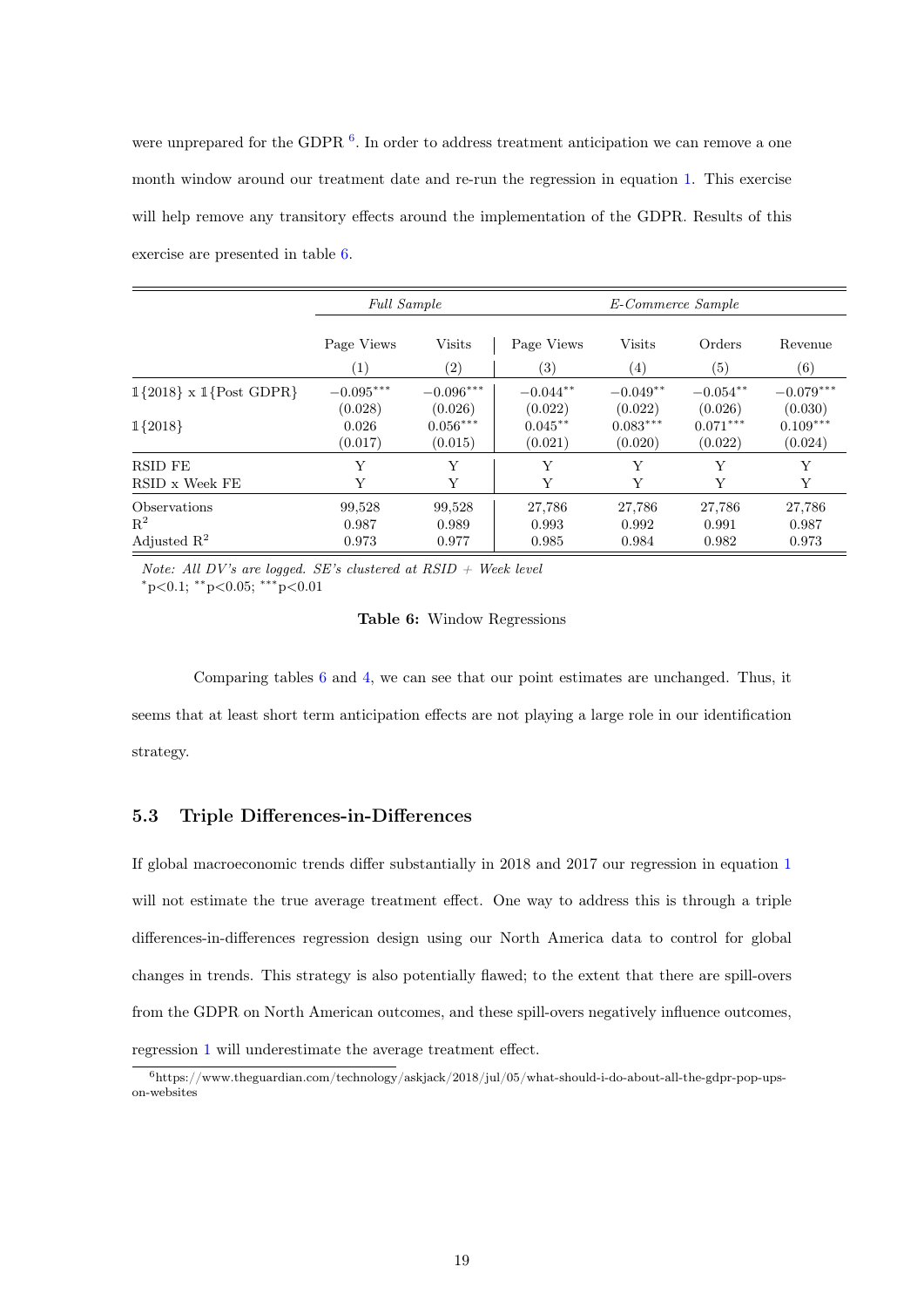were unprepared for the GDPR [6]. In order to address treatment anticipation we can remove a one month window around our treatment date and re-run the regression in equation 1. This exercise will help remove any transitory effects around the implementation of the GDPR. Results of this exercise are presented in table 6.

| | *Full Sample* | | *E-Commerce Sample* | | | |
|---|---|---|---|---|---|---|
| | Page Views | Visits | Page Views | Visits | Orders | Revenue |
| | (1) | (2) | (3) | (4) | (5) | (6) |
| $\mathbb{1}\{2018\}$ x $\mathbb{1}\{\text{Post GDPR}\}$ | $-0.095^{***}$ | $-0.096^{***}$ | $-0.044^{**}$ | $-0.049^{**}$ | $-0.054^{**}$ | $-0.079^{***}$ |
| | (0.028) | (0.026) | (0.022) | (0.022) | (0.026) | (0.030) |
| $\mathbb{1}\{2018\}$ | 0.026 | $0.056^{***}$ | $0.045^{**}$ | $0.083^{***}$ | $0.071^{***}$ | $0.109^{***}$ |
| | (0.017) | (0.015) | (0.021) | (0.020) | (0.022) | (0.024) |
| RSID FE | Y | Y | Y | Y | Y | Y |
| RSID x Week FE | Y | Y | Y | Y | Y | Y |
| Observations | 99,528 | 99,528 | 27,786 | 27,786 | 27,786 | 27,786 |
| $R^2$ | 0.987 | 0.989 | 0.993 | 0.992 | 0.991 | 0.987 |
| Adjusted $R^2$ | 0.973 | 0.977 | 0.985 | 0.984 | 0.982 | 0.973 |

*Note: All DV's are logged. SE's clustered at RSID + Week level*
$^{*}$p<0.1; $^{**}$p<0.05; $^{***}$p<0.01

**Table 6:** Window Regressions

Comparing tables 6 and 4, we can see that our point estimates are unchanged. Thus, it seems that at least short term anticipation effects are not playing a large role in our identification strategy.

### 5.3 Triple Differences-in-Differences

If global macroeconomic trends differ substantially in 2018 and 2017 our regression in equation 1 will not estimate the true average treatment effect. One way to address this is through a triple differences-in-differences regression design using our North America data to control for global changes in trends. This strategy is also potentially flawed; to the extent that there are spill-overs from the GDPR on North American outcomes, and these spill-overs negatively influence outcomes, regression 1 will underestimate the average treatment effect.

[6] https://www.theguardian.com/technology/askjack/2018/jul/05/what-should-i-do-about-all-the-gdpr-pop-ups-on-websites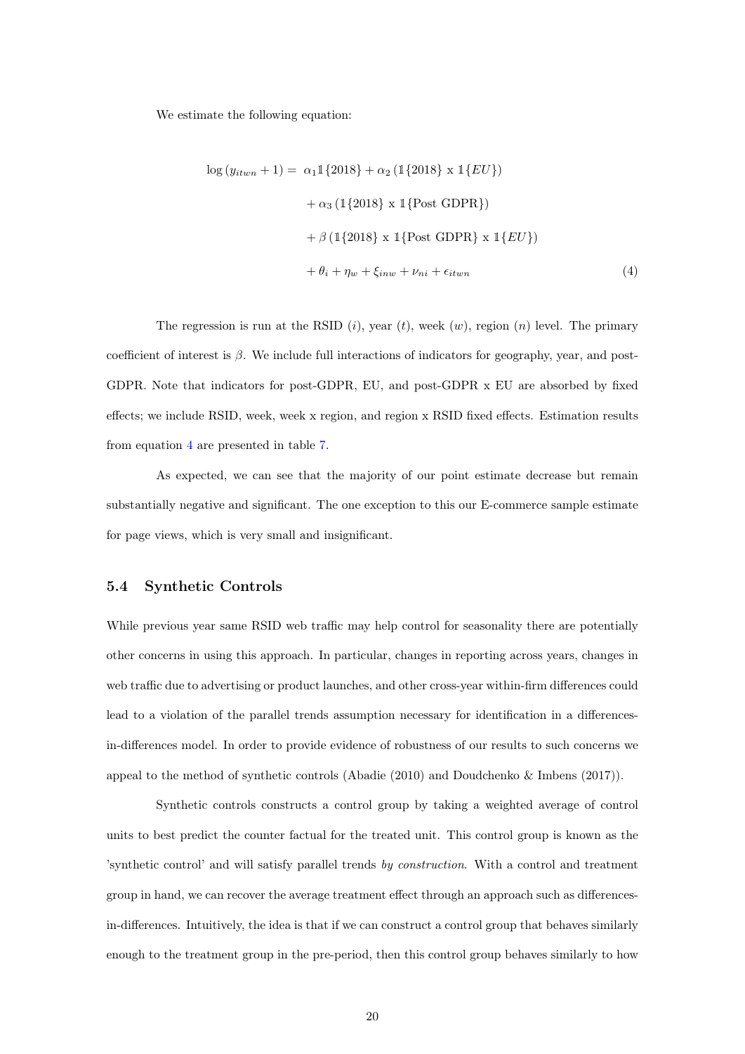We estimate the following equation:

$$
\begin{aligned}
\log\left(y_{itwn}+1\right) = \; & \alpha_1 \mathbb{1}\{2018\} + \alpha_2 \left(\mathbb{1}\{2018\} \text{ x } \mathbb{1}\{EU\}\right) \\
& + \alpha_3 \left(\mathbb{1}\{2018\} \text{ x } \mathbb{1}\{\text{Post GDPR}\}\right) \\
& + \beta \left(\mathbb{1}\{2018\} \text{ x } \mathbb{1}\{\text{Post GDPR}\} \text{ x } \mathbb{1}\{EU\}\right) \\
& + \theta_i + \eta_w + \xi_{inw} + \nu_{ni} + \epsilon_{itwn}
\end{aligned} \tag{4}
$$

The regression is run at the RSID ($i$), year ($t$), week ($w$), region ($n$) level. The primary coefficient of interest is $\beta$. We include full interactions of indicators for geography, year, and post-GDPR. Note that indicators for post-GDPR, EU, and post-GDPR x EU are absorbed by fixed effects; we include RSID, week, week x region, and region x RSID fixed effects. Estimation results from equation 4 are presented in table 7.

As expected, we can see that the majority of our point estimate decrease but remain substantially negative and significant. The one exception to this our E-commerce sample estimate for page views, which is very small and insignificant.

### 5.4 Synthetic Controls

While previous year same RSID web traffic may help control for seasonality there are potentially other concerns in using this approach. In particular, changes in reporting across years, changes in web traffic due to advertising or product launches, and other cross-year within-firm differences could lead to a violation of the parallel trends assumption necessary for identification in a differences-in-differences model. In order to provide evidence of robustness of our results to such concerns we appeal to the method of synthetic controls (Abadie (2010) and Doudchenko & Imbens (2017)).

Synthetic controls constructs a control group by taking a weighted average of control units to best predict the counter factual for the treated unit. This control group is known as the 'synthetic control' and will satisfy parallel trends *by construction*. With a control and treatment group in hand, we can recover the average treatment effect through an approach such as differences-in-differences. Intuitively, the idea is that if we can construct a control group that behaves similarly enough to the treatment group in the pre-period, then this control group behaves similarly to how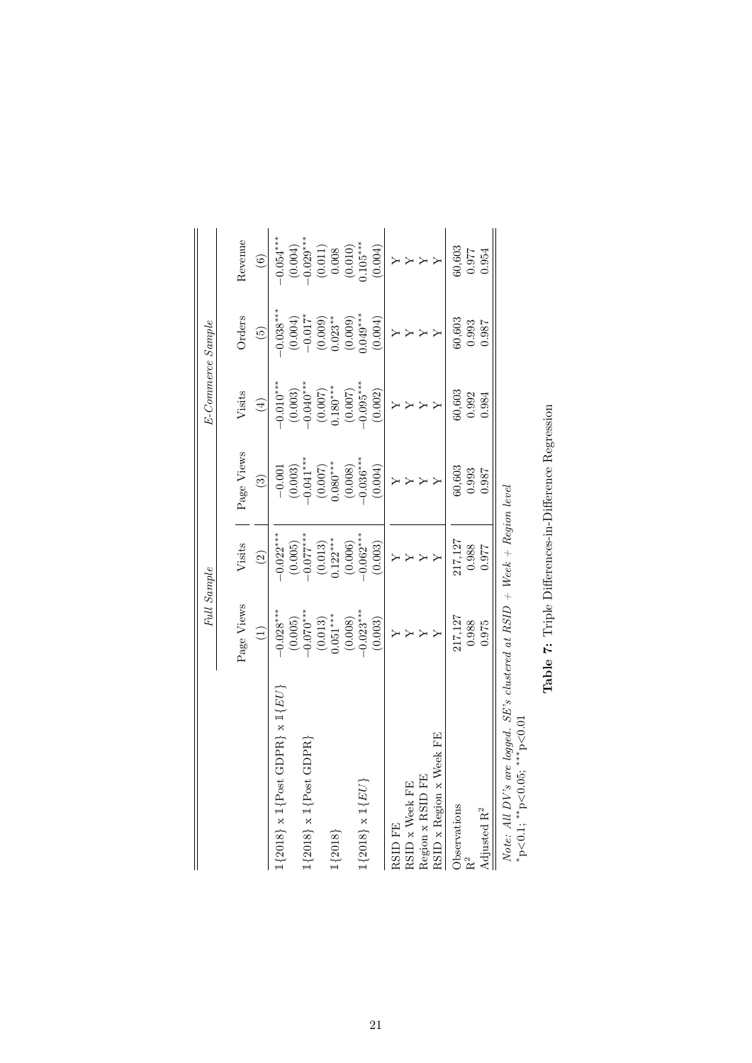| | *Full Sample* | | *E-Commerce Sample* | | | |
|---|---|---|---|---|---|---|
| | Page Views | Visits | Page Views | Visits | Orders | Revenue |
| | (1) | (2) | (3) | (4) | (5) | (6) |
| $\mathbb{1}\{2018\}$ x $\mathbb{1}\{\text{Post GDPR}\}$ x $\mathbb{1}\{EU\}$ | $-0.028^{***}$ | $-0.022^{***}$ | $-0.001$ | $-0.010^{***}$ | $-0.038^{***}$ | $-0.054^{***}$ |
| | (0.005) | (0.005) | (0.003) | (0.003) | (0.004) | (0.004) |
| $\mathbb{1}\{2018\}$ x $\mathbb{1}\{\text{Post GDPR}\}$ | $-0.070^{***}$ | $-0.077^{***}$ | $-0.041^{***}$ | $-0.040^{***}$ | $-0.017^{*}$ | $-0.029^{***}$ |
| | (0.013) | (0.013) | (0.007) | (0.007) | (0.009) | (0.011) |
| $\mathbb{1}\{2018\}$ | $0.051^{***}$ | $0.122^{***}$ | $0.080^{***}$ | $0.180^{***}$ | $0.023^{**}$ | 0.008 |
| | (0.008) | (0.006) | (0.008) | (0.007) | (0.009) | (0.010) |
| $\mathbb{1}\{2018\}$ x $\mathbb{1}\{EU\}$ | $-0.023^{***}$ | $-0.062^{***}$ | $-0.036^{***}$ | $-0.095^{***}$ | $0.049^{***}$ | $0.105^{***}$ |
| | (0.003) | (0.003) | (0.004) | (0.002) | (0.004) | (0.004) |
| RSID FE | Y | Y | Y | Y | Y | Y |
| RSID x Week FE | Y | Y | Y | Y | Y | Y |
| Region x RSID FE | Y | Y | Y | Y | Y | Y |
| RSID x Region x Week FE | Y | Y | Y | Y | Y | Y |
| Observations | 217,127 | 217,127 | 60,603 | 60,603 | 60,603 | 60,603 |
| $R^2$ | 0.988 | 0.988 | 0.993 | 0.992 | 0.993 | 0.977 |
| Adjusted $R^2$ | 0.975 | 0.977 | 0.987 | 0.984 | 0.987 | 0.954 |

*Note: All DV's are logged. SE's clustered at RSID + Week + Region level*
$^{*}p<0.1$; $^{**}p<0.05$; $^{***}p<0.01$

**Table 7:** Triple Differences-in-Difference Regression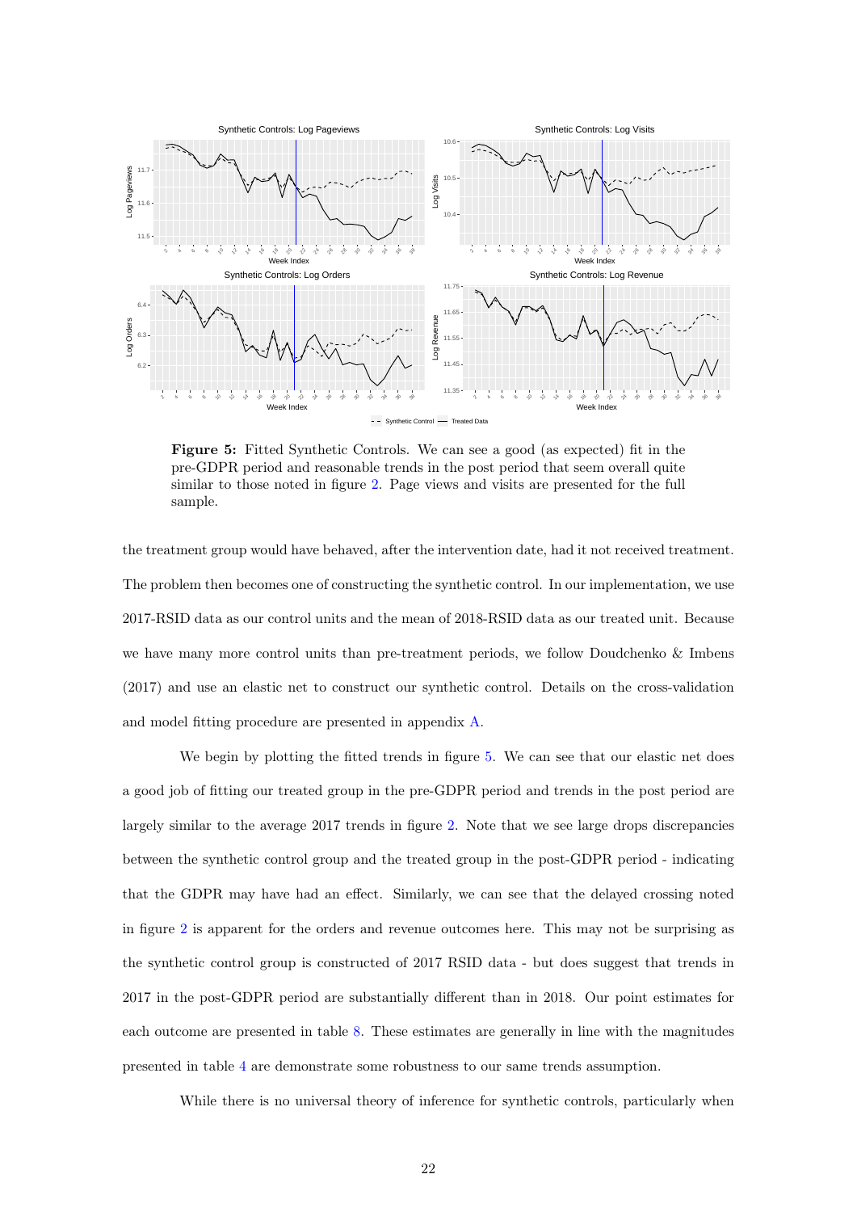**Figure 5:** Fitted Synthetic Controls. We can see a good (as expected) fit in the pre-GDPR period and reasonable trends in the post period that seem overall quite similar to those noted in figure 2. Page views and visits are presented for the full sample.

the treatment group would have behaved, after the intervention date, had it not received treatment. The problem then becomes one of constructing the synthetic control. In our implementation, we use 2017-RSID data as our control units and the mean of 2018-RSID data as our treated unit. Because we have many more control units than pre-treatment periods, we follow Doudchenko & Imbens (2017) and use an elastic net to construct our synthetic control. Details on the cross-validation and model fitting procedure are presented in appendix A.

We begin by plotting the fitted trends in figure 5. We can see that our elastic net does a good job of fitting our treated group in the pre-GDPR period and trends in the post period are largely similar to the average 2017 trends in figure 2. Note that we see large drops discrepancies between the synthetic control group and the treated group in the post-GDPR period - indicating that the GDPR may have had an effect. Similarly, we can see that the delayed crossing noted in figure 2 is apparent for the orders and revenue outcomes here. This may not be surprising as the synthetic control group is constructed of 2017 RSID data - but does suggest that trends in 2017 in the post-GDPR period are substantially different than in 2018. Our point estimates for each outcome are presented in table 8. These estimates are generally in line with the magnitudes presented in table 4 are demonstrate some robustness to our same trends assumption.

While there is no universal theory of inference for synthetic controls, particularly when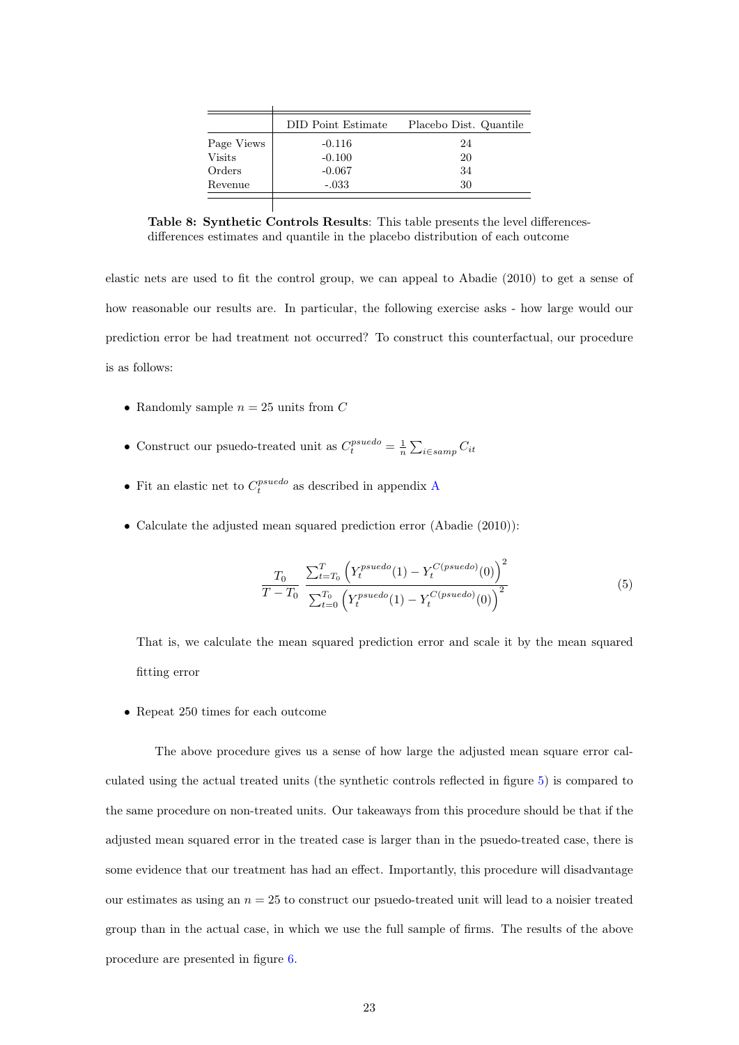| | DID Point Estimate | Placebo Dist. Quantile |
|---|---|---|
| Page Views | -0.116 | 24 |
| Visits | -0.100 | 20 |
| Orders | -0.067 | 34 |
| Revenue | -.033 | 30 |

**Table 8: Synthetic Controls Results**: This table presents the level differences-differences estimates and quantile in the placebo distribution of each outcome

elastic nets are used to fit the control group, we can appeal to Abadie (2010) to get a sense of how reasonable our results are. In particular, the following exercise asks - how large would our prediction error be had treatment not occurred? To construct this counterfactual, our procedure is as follows:

- Randomly sample $n = 25$ units from $C$
- Construct our psuedo-treated unit as $C_t^{psuedo} = \frac{1}{n}\sum_{i \in samp} C_{it}$
- Fit an elastic net to $C_t^{psuedo}$ as described in appendix A
- Calculate the adjusted mean squared prediction error (Abadie (2010)):

$$\frac{T_0}{T - T_0} \frac{\sum_{t=T_0}^{T} \left(Y_t^{psuedo}(1) - Y_t^{C(psuedo)}(0)\right)^2}{\sum_{t=0}^{T_0} \left(Y_t^{psuedo}(1) - Y_t^{C(psuedo)}(0)\right)^2} \tag{5}$$

  That is, we calculate the mean squared prediction error and scale it by the mean squared fitting error

- Repeat 250 times for each outcome

The above procedure gives us a sense of how large the adjusted mean square error calculated using the actual treated units (the synthetic controls reflected in figure 5) is compared to the same procedure on non-treated units. Our takeaways from this procedure should be that if the adjusted mean squared error in the treated case is larger than in the psuedo-treated case, there is some evidence that our treatment has had an effect. Importantly, this procedure will disadvantage our estimates as using an $n = 25$ to construct our psuedo-treated unit will lead to a noisier treated group than in the actual case, in which we use the full sample of firms. The results of the above procedure are presented in figure 6.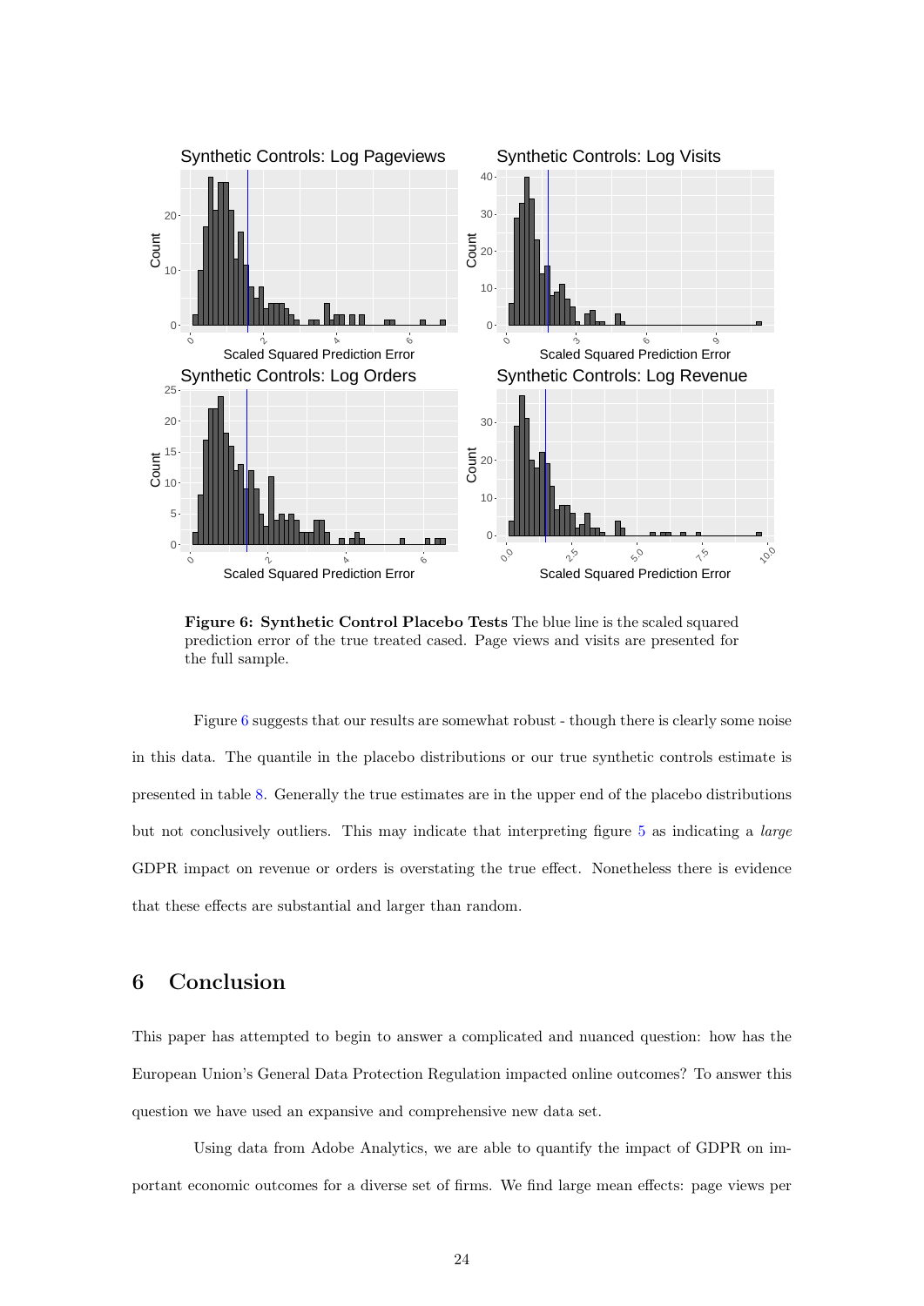**Figure 6: Synthetic Control Placebo Tests** The blue line is the scaled squared prediction error of the true treated cased. Page views and visits are presented for the full sample.

Figure 6 suggests that our results are somewhat robust - though there is clearly some noise in this data. The quantile in the placebo distributions or our true synthetic controls estimate is presented in table 8. Generally the true estimates are in the upper end of the placebo distributions but not conclusively outliers. This may indicate that interpreting figure 5 as indicating a *large* GDPR impact on revenue or orders is overstating the true effect. Nonetheless there is evidence that these effects are substantial and larger than random.

# 6 Conclusion

This paper has attempted to begin to answer a complicated and nuanced question: how has the European Union's General Data Protection Regulation impacted online outcomes? To answer this question we have used an expansive and comprehensive new data set.

Using data from Adobe Analytics, we are able to quantify the impact of GDPR on important economic outcomes for a diverse set of firms. We find large mean effects: page views per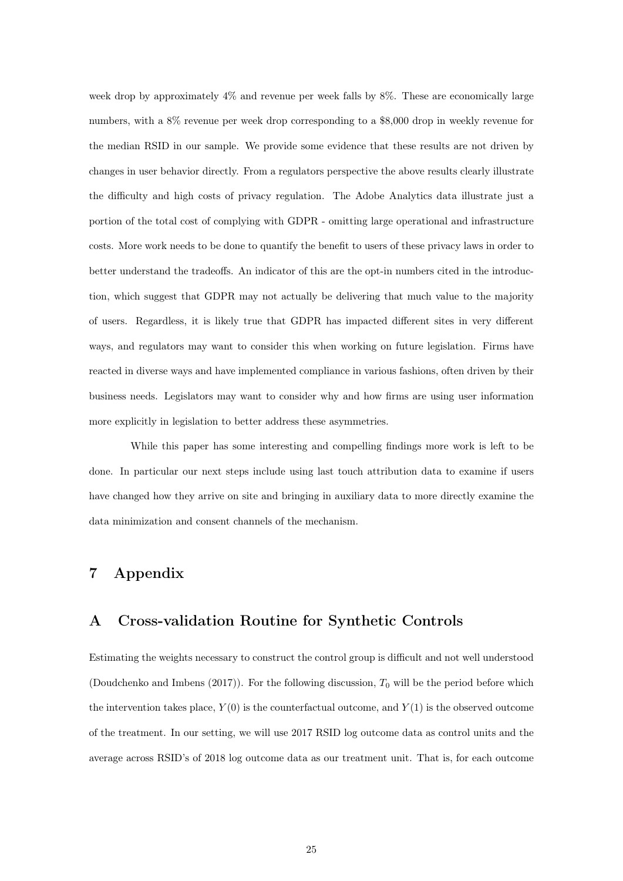week drop by approximately 4% and revenue per week falls by 8%. These are economically large numbers, with a 8% revenue per week drop corresponding to a $8,000 drop in weekly revenue for the median RSID in our sample. We provide some evidence that these results are not driven by changes in user behavior directly. From a regulators perspective the above results clearly illustrate the difficulty and high costs of privacy regulation. The Adobe Analytics data illustrate just a portion of the total cost of complying with GDPR - omitting large operational and infrastructure costs. More work needs to be done to quantify the benefit to users of these privacy laws in order to better understand the tradeoffs. An indicator of this are the opt-in numbers cited in the introduction, which suggest that GDPR may not actually be delivering that much value to the majority of users. Regardless, it is likely true that GDPR has impacted different sites in very different ways, and regulators may want to consider this when working on future legislation. Firms have reacted in diverse ways and have implemented compliance in various fashions, often driven by their business needs. Legislators may want to consider why and how firms are using user information more explicitly in legislation to better address these asymmetries.

While this paper has some interesting and compelling findings more work is left to be done. In particular our next steps include using last touch attribution data to examine if users have changed how they arrive on site and bringing in auxiliary data to more directly examine the data minimization and consent channels of the mechanism.

# 7 Appendix

## A Cross-validation Routine for Synthetic Controls

Estimating the weights necessary to construct the control group is difficult and not well understood (Doudchenko and Imbens (2017)). For the following discussion, $T_0$ will be the period before which the intervention takes place, $Y(0)$ is the counterfactual outcome, and $Y(1)$ is the observed outcome of the treatment. In our setting, we will use 2017 RSID log outcome data as control units and the average across RSID's of 2018 log outcome data as our treatment unit. That is, for each outcome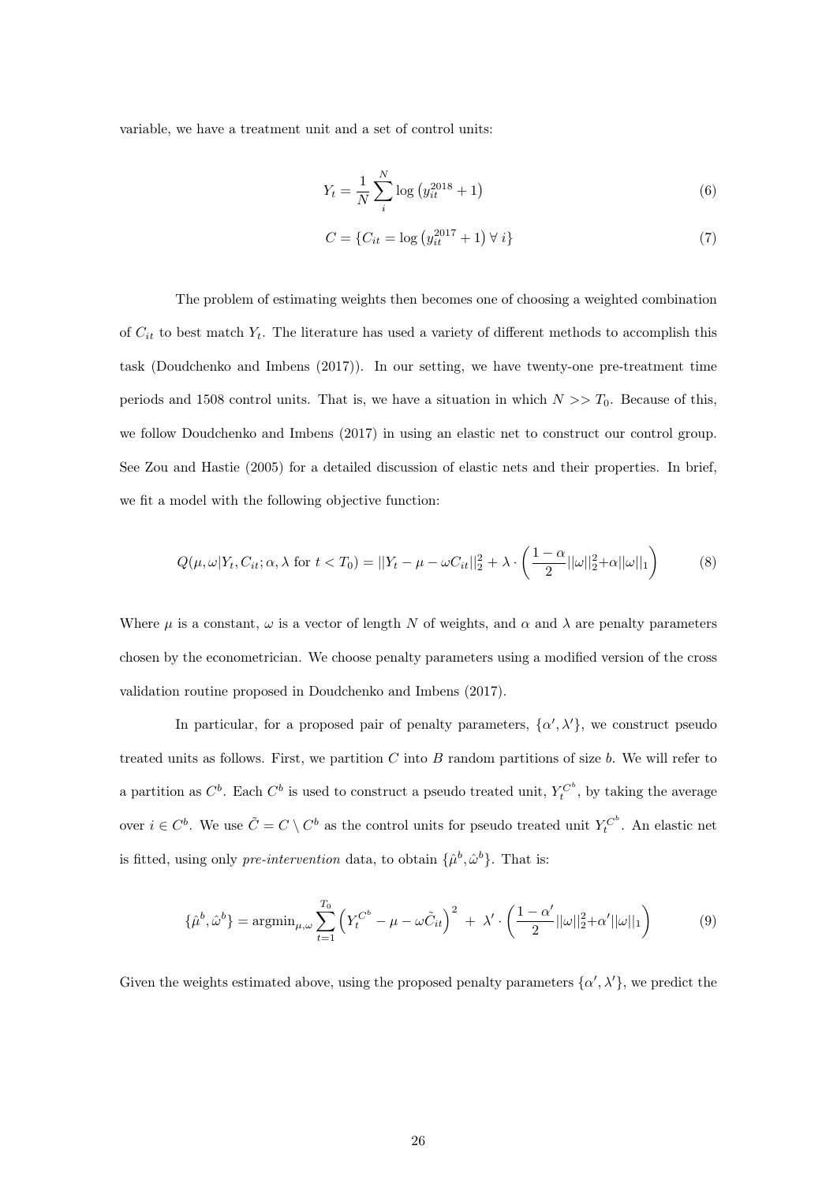variable, we have a treatment unit and a set of control units:

$$Y_t = \frac{1}{N}\sum_{i}^{N} \log\left(y_{it}^{2018} + 1\right) \tag{6}$$

$$C = \{C_{it} = \log\left(y_{it}^{2017} + 1\right) \forall\, i\} \tag{7}$$

The problem of estimating weights then becomes one of choosing a weighted combination of $C_{it}$ to best match $Y_t$. The literature has used a variety of different methods to accomplish this task (Doudchenko and Imbens (2017)). In our setting, we have twenty-one pre-treatment time periods and 1508 control units. That is, we have a situation in which $N >> T_0$. Because of this, we follow Doudchenko and Imbens (2017) in using an elastic net to construct our control group. See Zou and Hastie (2005) for a detailed discussion of elastic nets and their properties. In brief, we fit a model with the following objective function:

$$Q(\mu, \omega | Y_t, C_{it}; \alpha, \lambda \text{ for } t < T_0) = ||Y_t - \mu - \omega C_{it}||_2^2 + \lambda \cdot \left(\frac{1-\alpha}{2}||\omega||_2^2 + \alpha||\omega||_1\right) \tag{8}$$

Where $\mu$ is a constant, $\omega$ is a vector of length $N$ of weights, and $\alpha$ and $\lambda$ are penalty parameters chosen by the econometrician. We choose penalty parameters using a modified version of the cross validation routine proposed in Doudchenko and Imbens (2017).

In particular, for a proposed pair of penalty parameters, $\{\alpha', \lambda'\}$, we construct pseudo treated units as follows. First, we partition $C$ into $B$ random partitions of size $b$. We will refer to a partition as $C^b$. Each $C^b$ is used to construct a pseudo treated unit, $Y_t^{C^b}$, by taking the average over $i \in C^b$. We use $\tilde{C} = C \setminus C^b$ as the control units for pseudo treated unit $Y_t^{C^b}$. An elastic net is fitted, using only *pre-intervention* data, to obtain $\{\hat{\mu}^b, \hat{\omega}^b\}$. That is:

$$\{\hat{\mu}^b, \hat{\omega}^b\} = \text{argmin}_{\mu,\omega} \sum_{t=1}^{T_0} \left(Y_t^{C^b} - \mu - \omega \tilde{C}_{it}\right)^2 \; + \; \lambda' \cdot \left(\frac{1-\alpha'}{2}||\omega||_2^2 + \alpha'||\omega||_1\right) \tag{9}$$

Given the weights estimated above, using the proposed penalty parameters $\{\alpha', \lambda'\}$, we predict the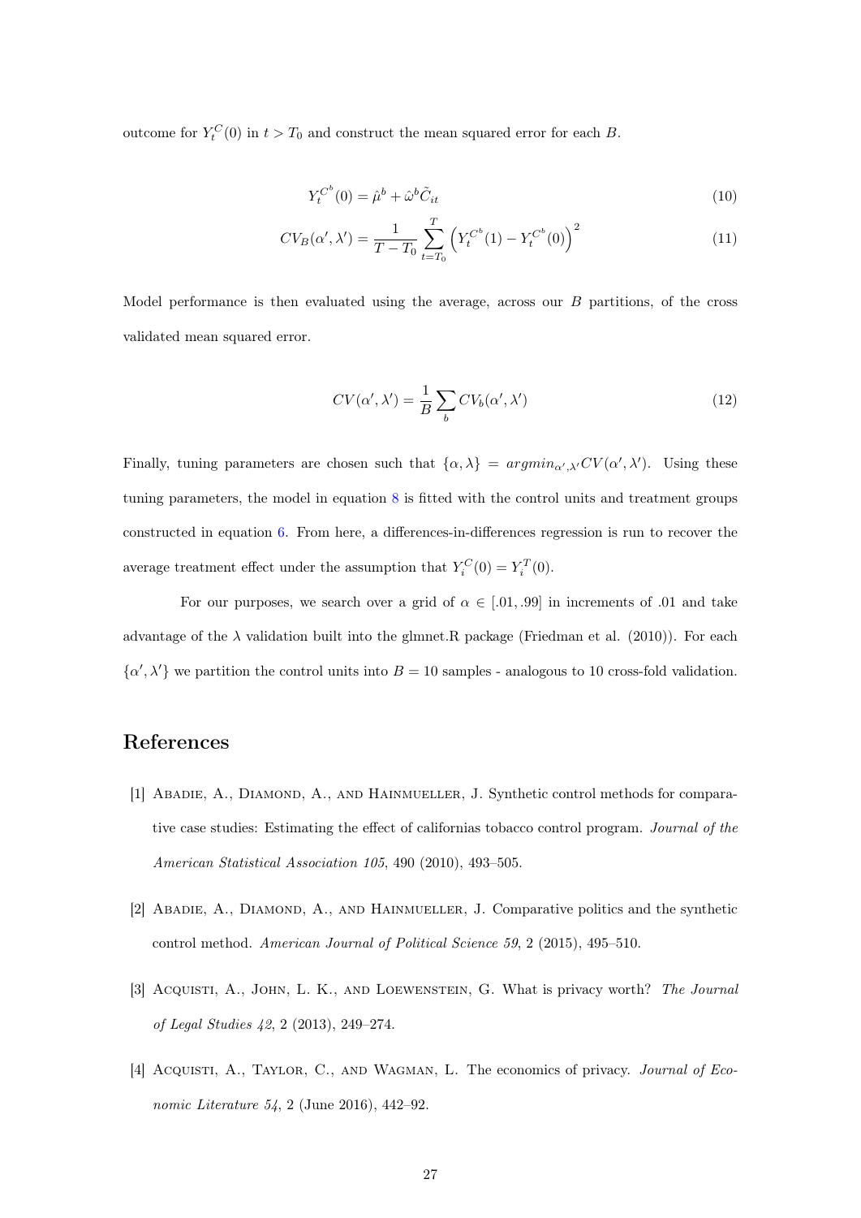outcome for $Y_t^C(0)$ in $t > T_0$ and construct the mean squared error for each $B$.

$$Y_t^{C^b}(0) = \hat{\mu}^b + \hat{\omega}^b \tilde{C}_{it} \tag{10}$$

$$CV_B(\alpha', \lambda') = \frac{1}{T - T_0} \sum_{t=T_0}^{T} \left( Y_t^{C^b}(1) - Y_t^{C^b}(0) \right)^2 \tag{11}$$

Model performance is then evaluated using the average, across our $B$ partitions, of the cross validated mean squared error.

$$CV(\alpha', \lambda') = \frac{1}{B} \sum_b CV_b(\alpha', \lambda') \tag{12}$$

Finally, tuning parameters are chosen such that $\{\alpha, \lambda\} = argmin_{\alpha', \lambda'} CV(\alpha', \lambda')$. Using these tuning parameters, the model in equation 8 is fitted with the control units and treatment groups constructed in equation 6. From here, a differences-in-differences regression is run to recover the average treatment effect under the assumption that $Y_i^C(0) = Y_i^T(0)$.

For our purposes, we search over a grid of $\alpha \in [.01, .99]$ in increments of .01 and take advantage of the $\lambda$ validation built into the glmnet.R package (Friedman et al. (2010)). For each $\{\alpha', \lambda'\}$ we partition the control units into $B = 10$ samples - analogous to 10 cross-fold validation.

## References

[1] Abadie, A., Diamond, A., and Hainmueller, J. Synthetic control methods for comparative case studies: Estimating the effect of californias tobacco control program. *Journal of the American Statistical Association 105*, 490 (2010), 493–505.

[2] Abadie, A., Diamond, A., and Hainmueller, J. Comparative politics and the synthetic control method. *American Journal of Political Science 59*, 2 (2015), 495–510.

[3] Acquisti, A., John, L. K., and Loewenstein, G. What is privacy worth? *The Journal of Legal Studies 42*, 2 (2013), 249–274.

[4] Acquisti, A., Taylor, C., and Wagman, L. The economics of privacy. *Journal of Economic Literature 54*, 2 (June 2016), 442–92.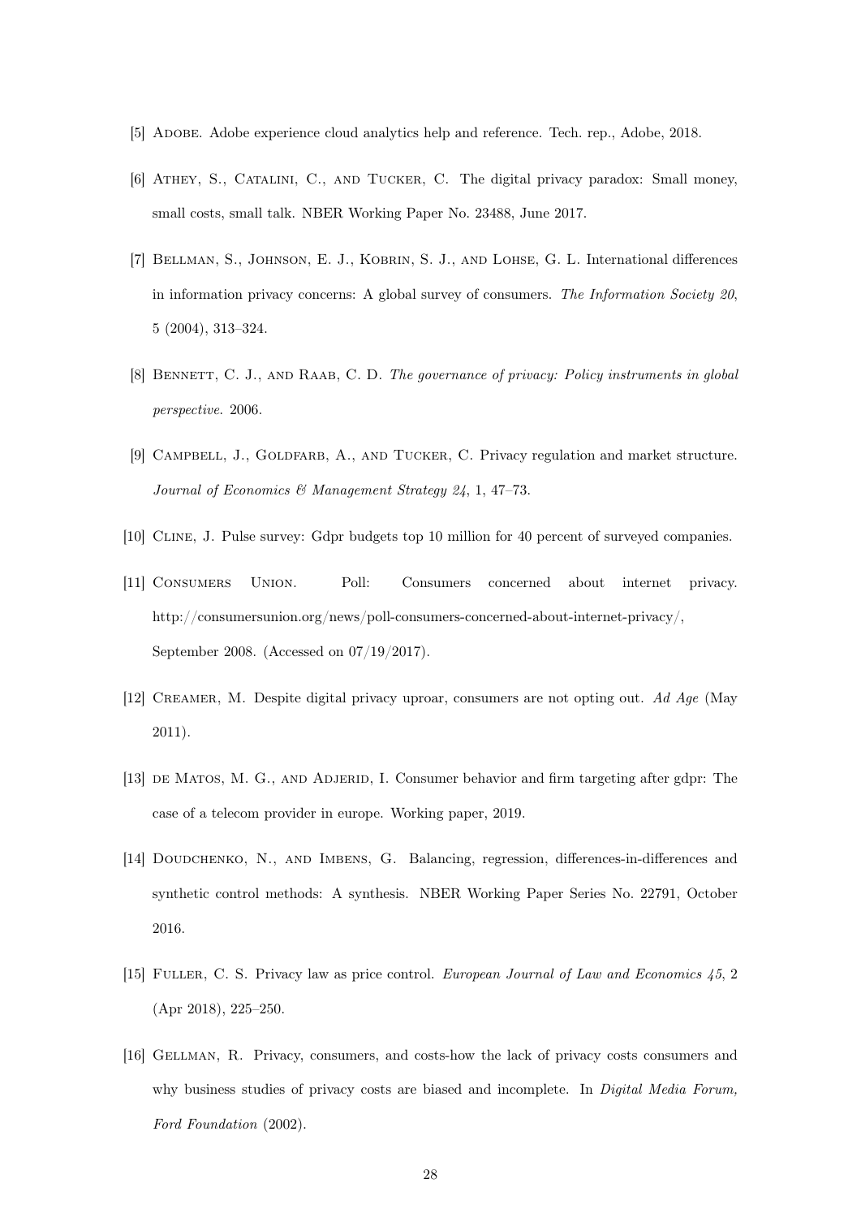[5] Adobe. Adobe experience cloud analytics help and reference. Tech. rep., Adobe, 2018.

[6] Athey, S., Catalini, C., and Tucker, C. The digital privacy paradox: Small money, small costs, small talk. NBER Working Paper No. 23488, June 2017.

[7] Bellman, S., Johnson, E. J., Kobrin, S. J., and Lohse, G. L. International differences in information privacy concerns: A global survey of consumers. *The Information Society 20*, 5 (2004), 313–324.

[8] Bennett, C. J., and Raab, C. D. *The governance of privacy: Policy instruments in global perspective.* 2006.

[9] Campbell, J., Goldfarb, A., and Tucker, C. Privacy regulation and market structure. *Journal of Economics & Management Strategy 24*, 1, 47–73.

[10] Cline, J. Pulse survey: Gdpr budgets top 10 million for 40 percent of surveyed companies.

[11] Consumers Union. Poll: Consumers concerned about internet privacy. http://consumersunion.org/news/poll-consumers-concerned-about-internet-privacy/, September 2008. (Accessed on 07/19/2017).

[12] Creamer, M. Despite digital privacy uproar, consumers are not opting out. *Ad Age* (May 2011).

[13] de Matos, M. G., and Adjerid, I. Consumer behavior and firm targeting after gdpr: The case of a telecom provider in europe. Working paper, 2019.

[14] Doudchenko, N., and Imbens, G. Balancing, regression, differences-in-differences and synthetic control methods: A synthesis. NBER Working Paper Series No. 22791, October 2016.

[15] Fuller, C. S. Privacy law as price control. *European Journal of Law and Economics 45*, 2 (Apr 2018), 225–250.

[16] Gellman, R. Privacy, consumers, and costs-how the lack of privacy costs consumers and why business studies of privacy costs are biased and incomplete. In *Digital Media Forum, Ford Foundation* (2002).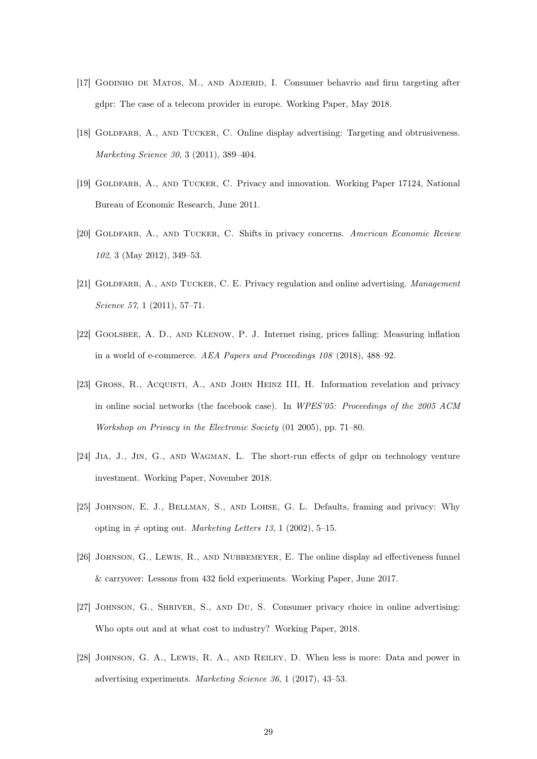[17] Godinho de Matos, M., and Adjerid, I. Consumer behavrio and firm targeting after gdpr: The case of a telecom provider in europe. Working Paper, May 2018.

[18] Goldfarb, A., and Tucker, C. Online display advertising: Targeting and obtrusiveness. *Marketing Science 30*, 3 (2011), 389–404.

[19] Goldfarb, A., and Tucker, C. Privacy and innovation. Working Paper 17124, National Bureau of Economic Research, June 2011.

[20] Goldfarb, A., and Tucker, C. Shifts in privacy concerns. *American Economic Review 102*, 3 (May 2012), 349–53.

[21] Goldfarb, A., and Tucker, C. E. Privacy regulation and online advertising. *Management Science 57*, 1 (2011), 57–71.

[22] Goolsbee, A. D., and Klenow, P. J. Internet rising, prices falling: Measuring inflation in a world of e-commerce. *AEA Papers and Proceedings 108* (2018), 488–92.

[23] Gross, R., Acquisti, A., and John Heinz III, H. Information revelation and privacy in online social networks (the facebook case). In *WPES'05: Proceedings of the 2005 ACM Workshop on Privacy in the Electronic Society* (01 2005), pp. 71–80.

[24] Jia, J., Jin, G., and Wagman, L. The short-run effects of gdpr on technology venture investment. Working Paper, November 2018.

[25] Johnson, E. J., Bellman, S., and Lohse, G. L. Defaults, framing and privacy: Why opting in $\neq$ opting out. *Marketing Letters 13*, 1 (2002), 5–15.

[26] Johnson, G., Lewis, R., and Nubbemeyer, E. The online display ad effectiveness funnel & carryover: Lessons from 432 field experiments. Working Paper, June 2017.

[27] Johnson, G., Shriver, S., and Du, S. Consumer privacy choice in online advertising: Who opts out and at what cost to industry? Working Paper, 2018.

[28] Johnson, G. A., Lewis, R. A., and Reiley, D. When less is more: Data and power in advertising experiments. *Marketing Science 36*, 1 (2017), 43–53.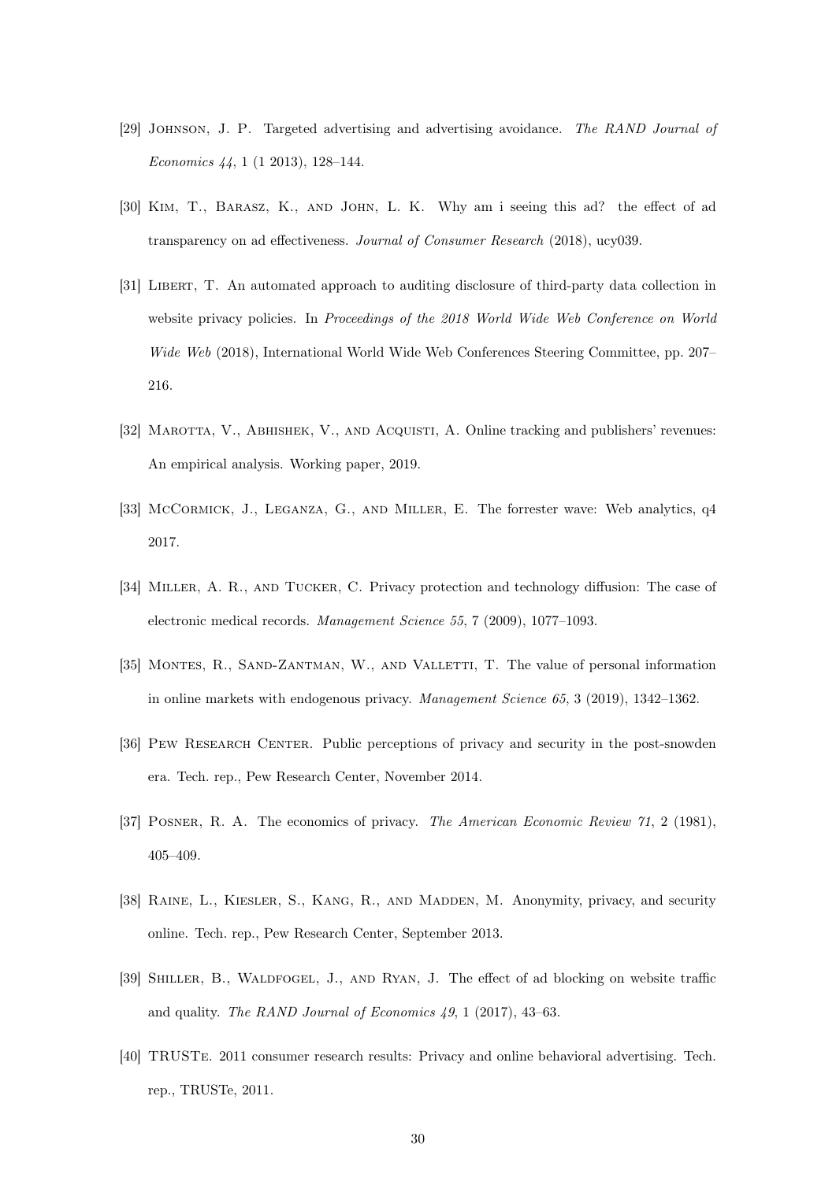[29] Johnson, J. P. Targeted advertising and advertising avoidance. *The RAND Journal of Economics 44*, 1 (1 2013), 128–144.

[30] Kim, T., Barasz, K., and John, L. K. Why am i seeing this ad? the effect of ad transparency on ad effectiveness. *Journal of Consumer Research* (2018), ucy039.

[31] Libert, T. An automated approach to auditing disclosure of third-party data collection in website privacy policies. In *Proceedings of the 2018 World Wide Web Conference on World Wide Web* (2018), International World Wide Web Conferences Steering Committee, pp. 207–216.

[32] Marotta, V., Abhishek, V., and Acquisti, A. Online tracking and publishers' revenues: An empirical analysis. Working paper, 2019.

[33] McCormick, J., Leganza, G., and Miller, E. The forrester wave: Web analytics, q4 2017.

[34] Miller, A. R., and Tucker, C. Privacy protection and technology diffusion: The case of electronic medical records. *Management Science 55*, 7 (2009), 1077–1093.

[35] Montes, R., Sand-Zantman, W., and Valletti, T. The value of personal information in online markets with endogenous privacy. *Management Science 65*, 3 (2019), 1342–1362.

[36] Pew Research Center. Public perceptions of privacy and security in the post-snowden era. Tech. rep., Pew Research Center, November 2014.

[37] Posner, R. A. The economics of privacy. *The American Economic Review 71*, 2 (1981), 405–409.

[38] Raine, L., Kiesler, S., Kang, R., and Madden, M. Anonymity, privacy, and security online. Tech. rep., Pew Research Center, September 2013.

[39] Shiller, B., Waldfogel, J., and Ryan, J. The effect of ad blocking on website traffic and quality. *The RAND Journal of Economics 49*, 1 (2017), 43–63.

[40] TRUSTe. 2011 consumer research results: Privacy and online behavioral advertising. Tech. rep., TRUSTe, 2011.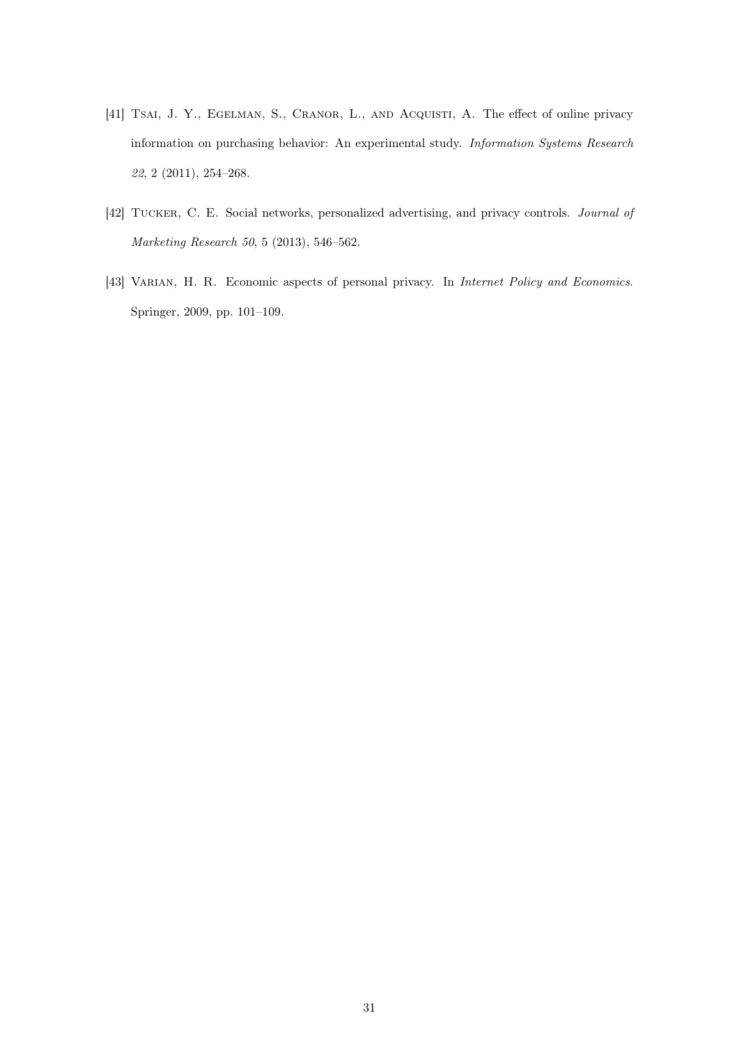[41] Tsai, J. Y., Egelman, S., Cranor, L., and Acquisti, A. The effect of online privacy information on purchasing behavior: An experimental study. *Information Systems Research 22*, 2 (2011), 254–268.

[42] Tucker, C. E. Social networks, personalized advertising, and privacy controls. *Journal of Marketing Research 50*, 5 (2013), 546–562.

[43] Varian, H. R. Economic aspects of personal privacy. In *Internet Policy and Economics*. Springer, 2009, pp. 101–109.